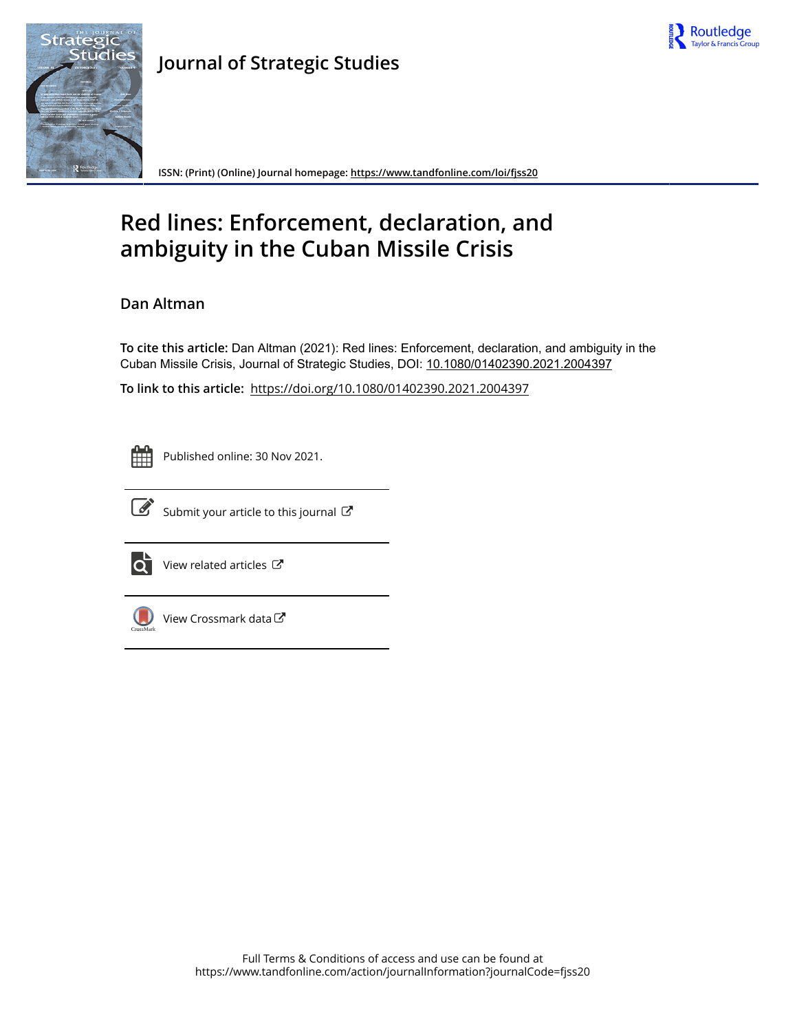# Journal of Strategic Studies

ISSN: (Print) (Online) Journal homepage: https://www.tandfonline.com/loi/fjss20

# Red lines: Enforcement, declaration, and ambiguity in the Cuban Missile Crisis

**Dan Altman**

**To cite this article:** Dan Altman (2021): Red lines: Enforcement, declaration, and ambiguity in the Cuban Missile Crisis, Journal of Strategic Studies, DOI: 10.1080/01402390.2021.2004397

**To link to this article:** https://doi.org/10.1080/01402390.2021.2004397

Published online: 30 Nov 2021.

Submit your article to this journal

View related articles

View Crossmark data

Full Terms & Conditions of access and use can be found at
https://www.tandfonline.com/action/journalInformation?journalCode=fjss20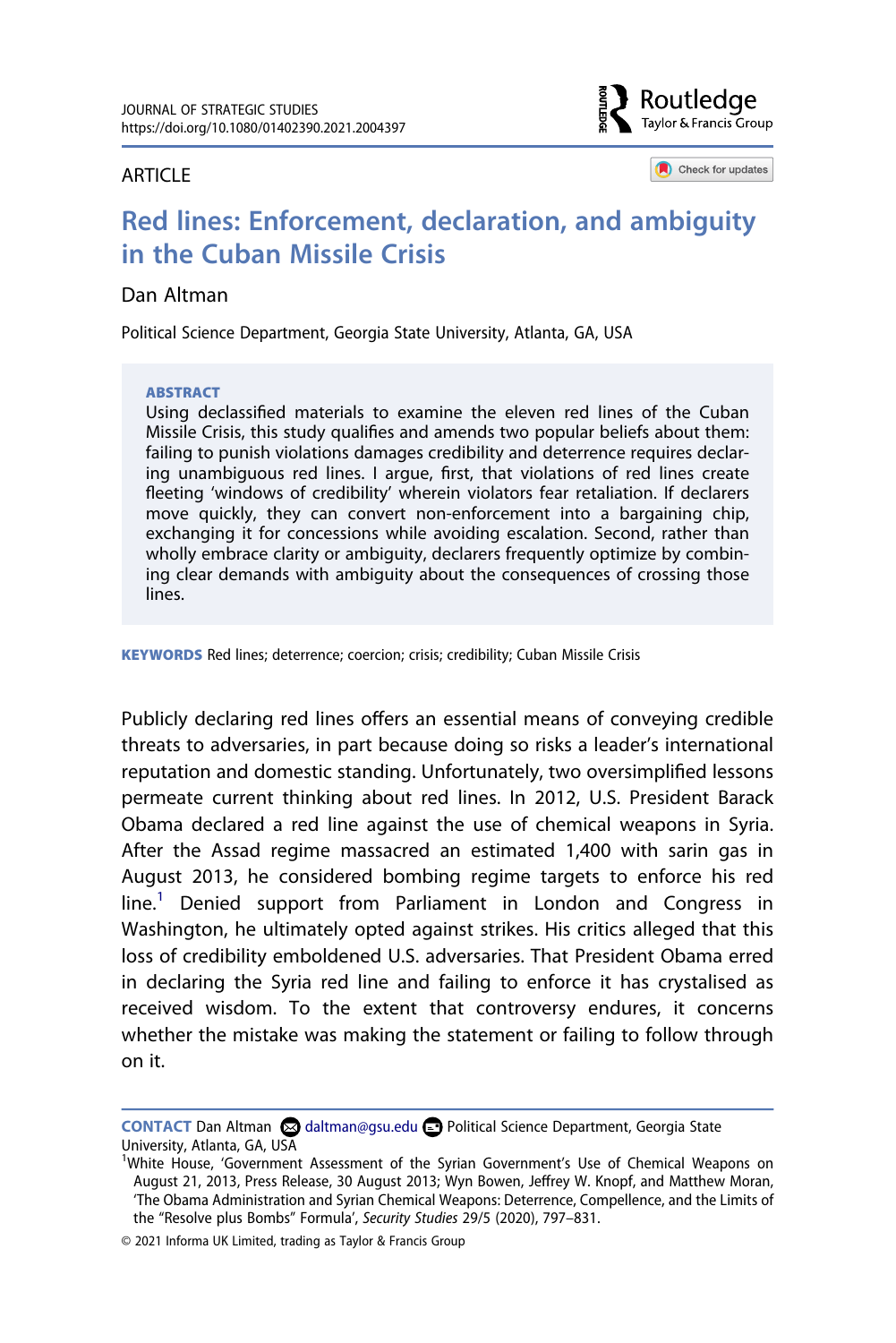ARTICLE

# Red lines: Enforcement, declaration, and ambiguity in the Cuban Missile Crisis

Dan Altman

Political Science Department, Georgia State University, Atlanta, GA, USA

**ABSTRACT**

Using declassified materials to examine the eleven red lines of the Cuban Missile Crisis, this study qualifies and amends two popular beliefs about them: failing to punish violations damages credibility and deterrence requires declaring unambiguous red lines. I argue, first, that violations of red lines create fleeting 'windows of credibility' wherein violators fear retaliation. If declarers move quickly, they can convert non-enforcement into a bargaining chip, exchanging it for concessions while avoiding escalation. Second, rather than wholly embrace clarity or ambiguity, declarers frequently optimize by combining clear demands with ambiguity about the consequences of crossing those lines.

**KEYWORDS** Red lines; deterrence; coercion; crisis; credibility; Cuban Missile Crisis

Publicly declaring red lines offers an essential means of conveying credible threats to adversaries, in part because doing so risks a leader's international reputation and domestic standing. Unfortunately, two oversimplified lessons permeate current thinking about red lines. In 2012, U.S. President Barack Obama declared a red line against the use of chemical weapons in Syria. After the Assad regime massacred an estimated 1,400 with sarin gas in August 2013, he considered bombing regime targets to enforce his red line.[1] Denied support from Parliament in London and Congress in Washington, he ultimately opted against strikes. His critics alleged that this loss of credibility emboldened U.S. adversaries. That President Obama erred in declaring the Syria red line and failing to enforce it has crystalised as received wisdom. To the extent that controversy endures, it concerns whether the mistake was making the statement or failing to follow through on it.

**CONTACT** Dan Altman daltman@gsu.edu Political Science Department, Georgia State University, Atlanta, GA, USA

[1] White House, 'Government Assessment of the Syrian Government's Use of Chemical Weapons on August 21, 2013, Press Release, 30 August 2013; Wyn Bowen, Jeffrey W. Knopf, and Matthew Moran, 'The Obama Administration and Syrian Chemical Weapons: Deterrence, Compellence, and the Limits of the "Resolve plus Bombs" Formula', *Security Studies* 29/5 (2020), 797–831.

© 2021 Informa UK Limited, trading as Taylor & Francis Group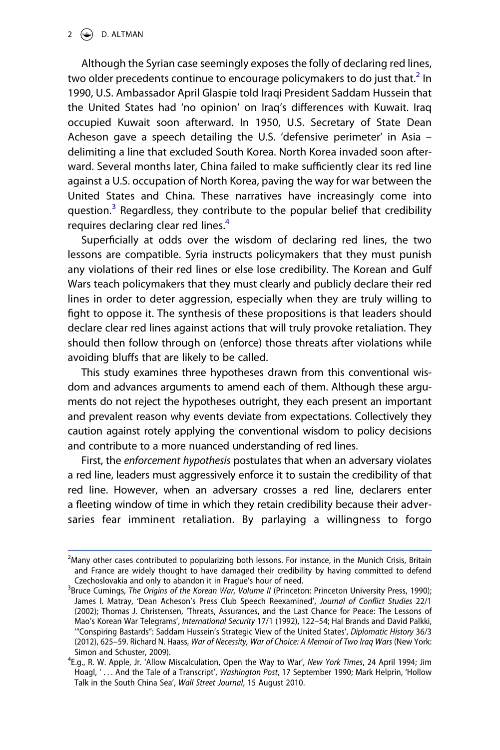Although the Syrian case seemingly exposes the folly of declaring red lines, two older precedents continue to encourage policymakers to do just that.[2] In 1990, U.S. Ambassador April Glaspie told Iraqi President Saddam Hussein that the United States had 'no opinion' on Iraq's differences with Kuwait. Iraq occupied Kuwait soon afterward. In 1950, U.S. Secretary of State Dean Acheson gave a speech detailing the U.S. 'defensive perimeter' in Asia – delimiting a line that excluded South Korea. North Korea invaded soon afterward. Several months later, China failed to make sufficiently clear its red line against a U.S. occupation of North Korea, paving the way for war between the United States and China. These narratives have increasingly come into question.[3] Regardless, they contribute to the popular belief that credibility requires declaring clear red lines.[4]

Superficially at odds over the wisdom of declaring red lines, the two lessons are compatible. Syria instructs policymakers that they must punish any violations of their red lines or else lose credibility. The Korean and Gulf Wars teach policymakers that they must clearly and publicly declare their red lines in order to deter aggression, especially when they are truly willing to fight to oppose it. The synthesis of these propositions is that leaders should declare clear red lines against actions that will truly provoke retaliation. They should then follow through on (enforce) those threats after violations while avoiding bluffs that are likely to be called.

This study examines three hypotheses drawn from this conventional wisdom and advances arguments to amend each of them. Although these arguments do not reject the hypotheses outright, they each present an important and prevalent reason why events deviate from expectations. Collectively they caution against rotely applying the conventional wisdom to policy decisions and contribute to a more nuanced understanding of red lines.

First, the *enforcement hypothesis* postulates that when an adversary violates a red line, leaders must aggressively enforce it to sustain the credibility of that red line. However, when an adversary crosses a red line, declarers enter a fleeting window of time in which they retain credibility because their adversaries fear imminent retaliation. By parlaying a willingness to forgo

---

[2]Many other cases contributed to popularizing both lessons. For instance, in the Munich Crisis, Britain and France are widely thought to have damaged their credibility by having committed to defend Czechoslovakia and only to abandon it in Prague's hour of need.

[3]Bruce Cumings, *The Origins of the Korean War, Volume II* (Princeton: Princeton University Press, 1990); James I. Matray, 'Dean Acheson's Press Club Speech Reexamined', *Journal of Conflict Studies* 22/1 (2002); Thomas J. Christensen, 'Threats, Assurances, and the Last Chance for Peace: The Lessons of Mao's Korean War Telegrams', *International Security* 17/1 (1992), 122–54; Hal Brands and David Palkki, '"Conspiring Bastards": Saddam Hussein's Strategic View of the United States', *Diplomatic History* 36/3 (2012), 625–59. Richard N. Haass, *War of Necessity, War of Choice: A Memoir of Two Iraq Wars* (New York: Simon and Schuster, 2009).

[4]E.g., R. W. Apple, Jr. 'Allow Miscalculation, Open the Way to War', *New York Times*, 24 April 1994; Jim Hoagl, ' . . . And the Tale of a Transcript', *Washington Post*, 17 September 1990; Mark Helprin, 'Hollow Talk in the South China Sea', *Wall Street Journal*, 15 August 2010.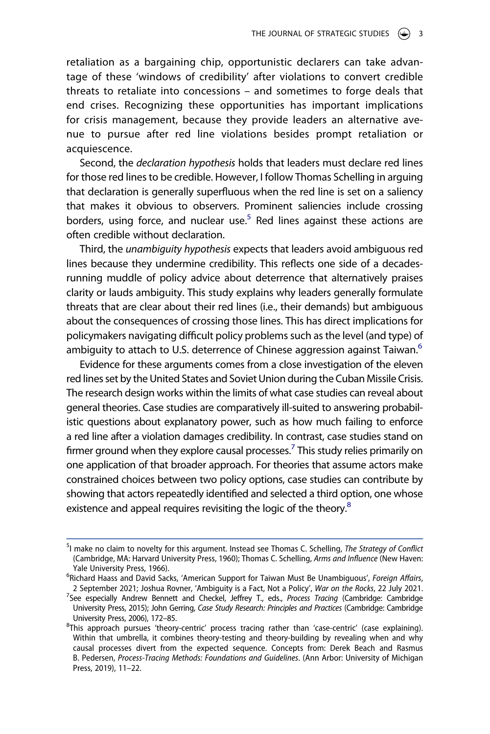retaliation as a bargaining chip, opportunistic declarers can take advantage of these 'windows of credibility' after violations to convert credible threats to retaliate into concessions – and sometimes to forge deals that end crises. Recognizing these opportunities has important implications for crisis management, because they provide leaders an alternative avenue to pursue after red line violations besides prompt retaliation or acquiescence.

Second, the *declaration hypothesis* holds that leaders must declare red lines for those red lines to be credible. However, I follow Thomas Schelling in arguing that declaration is generally superfluous when the red line is set on a saliency that makes it obvious to observers. Prominent saliencies include crossing borders, using force, and nuclear use.[5] Red lines against these actions are often credible without declaration.

Third, the *unambiguity hypothesis* expects that leaders avoid ambiguous red lines because they undermine credibility. This reflects one side of a decades-running muddle of policy advice about deterrence that alternatively praises clarity or lauds ambiguity. This study explains why leaders generally formulate threats that are clear about their red lines (i.e., their demands) but ambiguous about the consequences of crossing those lines. This has direct implications for policymakers navigating difficult policy problems such as the level (and type) of ambiguity to attach to U.S. deterrence of Chinese aggression against Taiwan.[6]

Evidence for these arguments comes from a close investigation of the eleven red lines set by the United States and Soviet Union during the Cuban Missile Crisis. The research design works within the limits of what case studies can reveal about general theories. Case studies are comparatively ill-suited to answering probabilistic questions about explanatory power, such as how much failing to enforce a red line after a violation damages credibility. In contrast, case studies stand on firmer ground when they explore causal processes.[7] This study relies primarily on one application of that broader approach. For theories that assume actors make constrained choices between two policy options, case studies can contribute by showing that actors repeatedly identified and selected a third option, one whose existence and appeal requires revisiting the logic of the theory.[8]

---

[5] I make no claim to novelty for this argument. Instead see Thomas C. Schelling, *The Strategy of Conflict* (Cambridge, MA: Harvard University Press, 1960); Thomas C. Schelling, *Arms and Influence* (New Haven: Yale University Press, 1966).

[6] Richard Haass and David Sacks, 'American Support for Taiwan Must Be Unambiguous', *Foreign Affairs*, 2 September 2021; Joshua Rovner, 'Ambiguity is a Fact, Not a Policy', *War on the Rocks*, 22 July 2021.

[7] See especially Andrew Bennett and Checkel, Jeffrey T., eds., *Process Tracing* (Cambridge: Cambridge University Press, 2015); John Gerring, *Case Study Research: Principles and Practices* (Cambridge: Cambridge University Press, 2006), 172–85.

[8] This approach pursues 'theory-centric' process tracing rather than 'case-centric' (case explaining). Within that umbrella, it combines theory-testing and theory-building by revealing when and why causal processes divert from the expected sequence. Concepts from: Derek Beach and Rasmus B. Pedersen, *Process-Tracing Methods: Foundations and Guidelines*. (Ann Arbor: University of Michigan Press, 2019), 11–22.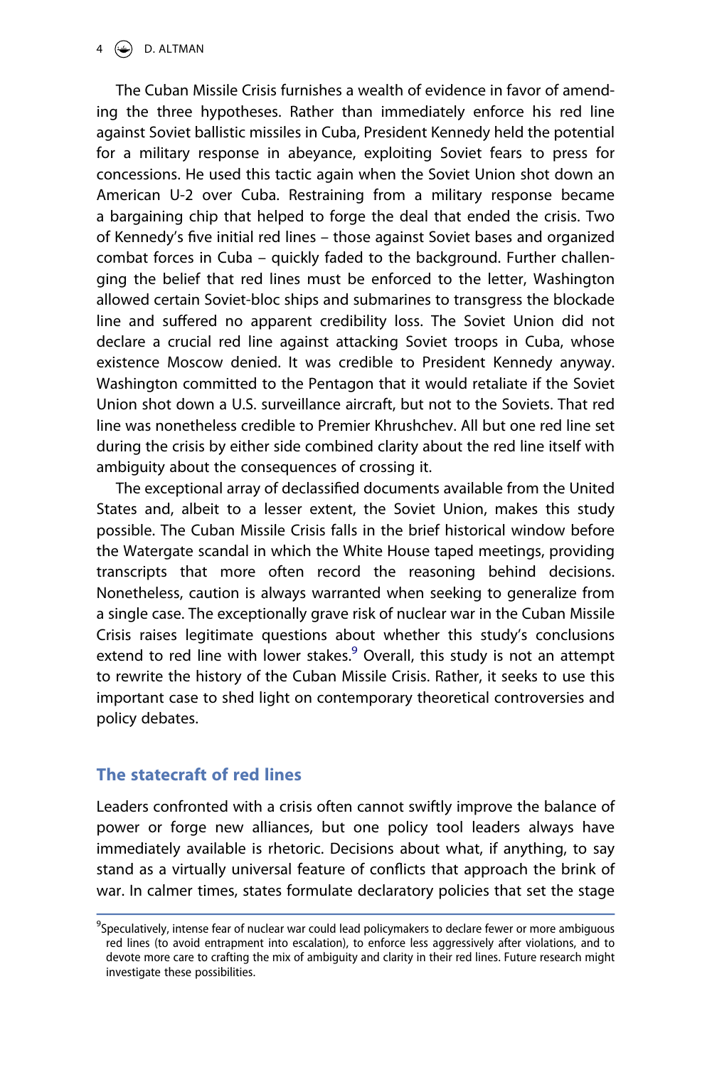The Cuban Missile Crisis furnishes a wealth of evidence in favor of amending the three hypotheses. Rather than immediately enforce his red line against Soviet ballistic missiles in Cuba, President Kennedy held the potential for a military response in abeyance, exploiting Soviet fears to press for concessions. He used this tactic again when the Soviet Union shot down an American U-2 over Cuba. Restraining from a military response became a bargaining chip that helped to forge the deal that ended the crisis. Two of Kennedy's five initial red lines – those against Soviet bases and organized combat forces in Cuba – quickly faded to the background. Further challenging the belief that red lines must be enforced to the letter, Washington allowed certain Soviet-bloc ships and submarines to transgress the blockade line and suffered no apparent credibility loss. The Soviet Union did not declare a crucial red line against attacking Soviet troops in Cuba, whose existence Moscow denied. It was credible to President Kennedy anyway. Washington committed to the Pentagon that it would retaliate if the Soviet Union shot down a U.S. surveillance aircraft, but not to the Soviets. That red line was nonetheless credible to Premier Khrushchev. All but one red line set during the crisis by either side combined clarity about the red line itself with ambiguity about the consequences of crossing it.

The exceptional array of declassified documents available from the United States and, albeit to a lesser extent, the Soviet Union, makes this study possible. The Cuban Missile Crisis falls in the brief historical window before the Watergate scandal in which the White House taped meetings, providing transcripts that more often record the reasoning behind decisions. Nonetheless, caution is always warranted when seeking to generalize from a single case. The exceptionally grave risk of nuclear war in the Cuban Missile Crisis raises legitimate questions about whether this study's conclusions extend to red line with lower stakes.[9] Overall, this study is not an attempt to rewrite the history of the Cuban Missile Crisis. Rather, it seeks to use this important case to shed light on contemporary theoretical controversies and policy debates.

## The statecraft of red lines

Leaders confronted with a crisis often cannot swiftly improve the balance of power or forge new alliances, but one policy tool leaders always have immediately available is rhetoric. Decisions about what, if anything, to say stand as a virtually universal feature of conflicts that approach the brink of war. In calmer times, states formulate declaratory policies that set the stage

[9] Speculatively, intense fear of nuclear war could lead policymakers to declare fewer or more ambiguous red lines (to avoid entrapment into escalation), to enforce less aggressively after violations, and to devote more care to crafting the mix of ambiguity and clarity in their red lines. Future research might investigate these possibilities.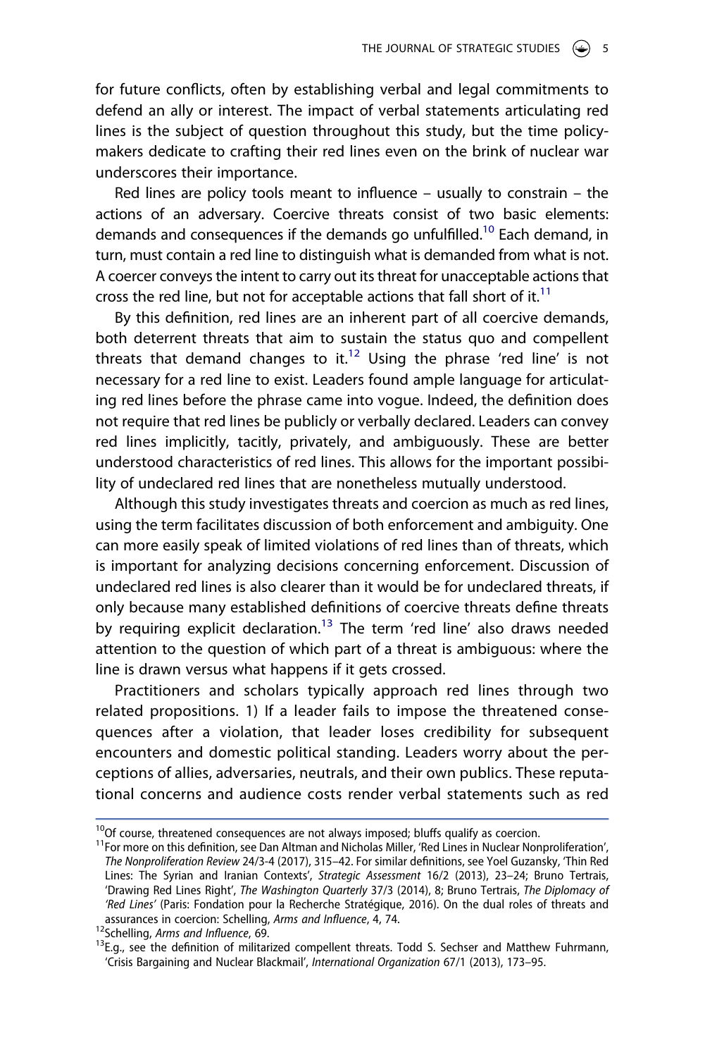for future conflicts, often by establishing verbal and legal commitments to defend an ally or interest. The impact of verbal statements articulating red lines is the subject of question throughout this study, but the time policymakers dedicate to crafting their red lines even on the brink of nuclear war underscores their importance.

Red lines are policy tools meant to influence – usually to constrain – the actions of an adversary. Coercive threats consist of two basic elements: demands and consequences if the demands go unfulfilled.[10] Each demand, in turn, must contain a red line to distinguish what is demanded from what is not. A coercer conveys the intent to carry out its threat for unacceptable actions that cross the red line, but not for acceptable actions that fall short of it.[11]

By this definition, red lines are an inherent part of all coercive demands, both deterrent threats that aim to sustain the status quo and compellent threats that demand changes to it.[12] Using the phrase 'red line' is not necessary for a red line to exist. Leaders found ample language for articulating red lines before the phrase came into vogue. Indeed, the definition does not require that red lines be publicly or verbally declared. Leaders can convey red lines implicitly, tacitly, privately, and ambiguously. These are better understood characteristics of red lines. This allows for the important possibility of undeclared red lines that are nonetheless mutually understood.

Although this study investigates threats and coercion as much as red lines, using the term facilitates discussion of both enforcement and ambiguity. One can more easily speak of limited violations of red lines than of threats, which is important for analyzing decisions concerning enforcement. Discussion of undeclared red lines is also clearer than it would be for undeclared threats, if only because many established definitions of coercive threats define threats by requiring explicit declaration.[13] The term 'red line' also draws needed attention to the question of which part of a threat is ambiguous: where the line is drawn versus what happens if it gets crossed.

Practitioners and scholars typically approach red lines through two related propositions. 1) If a leader fails to impose the threatened consequences after a violation, that leader loses credibility for subsequent encounters and domestic political standing. Leaders worry about the perceptions of allies, adversaries, neutrals, and their own publics. These reputational concerns and audience costs render verbal statements such as red

---

[10]Of course, threatened consequences are not always imposed; bluffs qualify as coercion.

[11]For more on this definition, see Dan Altman and Nicholas Miller, 'Red Lines in Nuclear Nonproliferation', *The Nonproliferation Review* 24/3-4 (2017), 315–42. For similar definitions, see Yoel Guzansky, 'Thin Red Lines: The Syrian and Iranian Contexts', *Strategic Assessment* 16/2 (2013), 23–24; Bruno Tertrais, 'Drawing Red Lines Right', *The Washington Quarterly* 37/3 (2014), 8; Bruno Tertrais, *The Diplomacy of 'Red Lines'* (Paris: Fondation pour la Recherche Stratégique, 2016). On the dual roles of threats and assurances in coercion: Schelling, *Arms and Influence*, 4, 74.

[12]Schelling, *Arms and Influence*, 69.

[13]E.g., see the definition of militarized compellent threats. Todd S. Sechser and Matthew Fuhrmann, 'Crisis Bargaining and Nuclear Blackmail', *International Organization* 67/1 (2013), 173–95.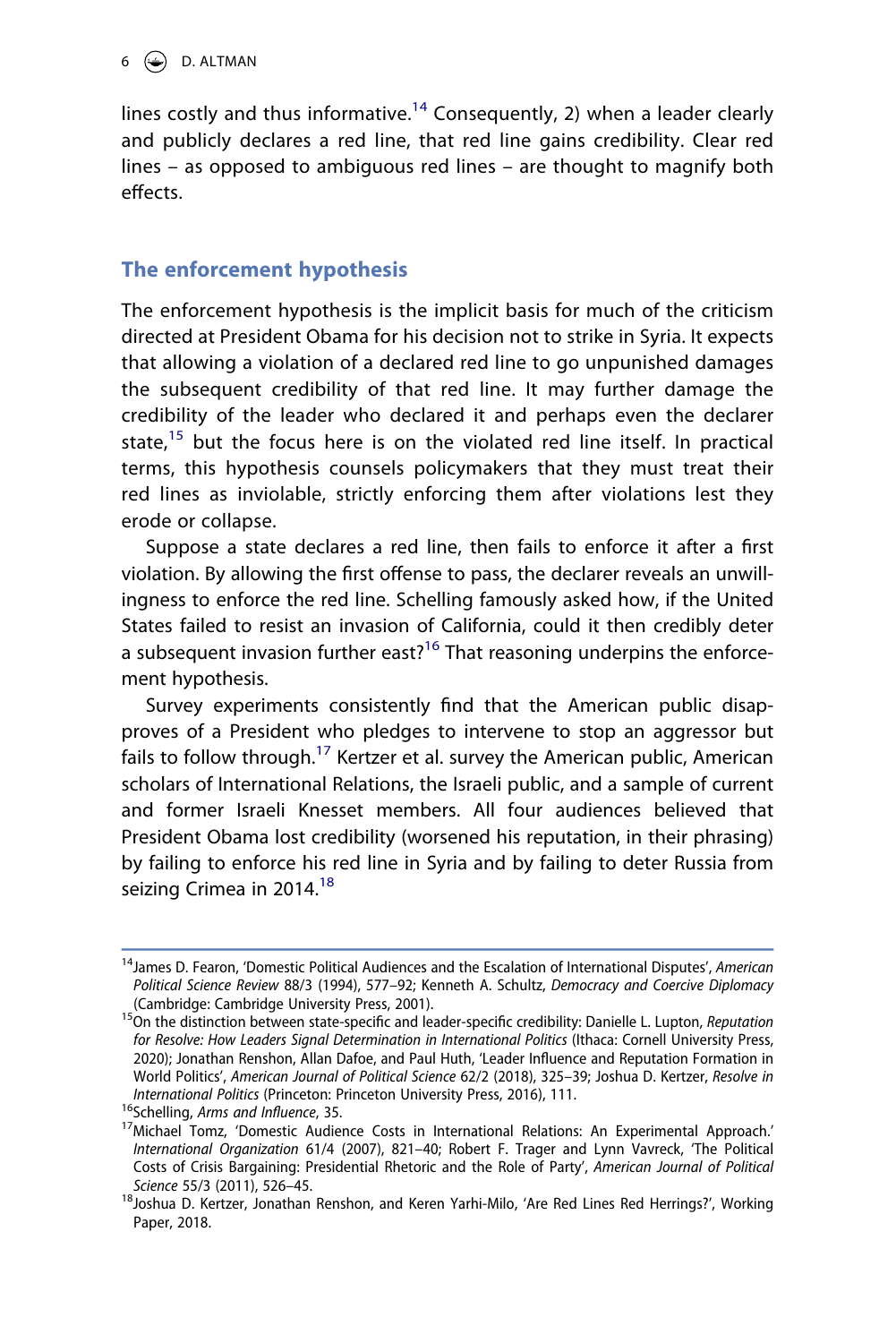lines costly and thus informative.[14] Consequently, 2) when a leader clearly and publicly declares a red line, that red line gains credibility. Clear red lines – as opposed to ambiguous red lines – are thought to magnify both effects.

## The enforcement hypothesis

The enforcement hypothesis is the implicit basis for much of the criticism directed at President Obama for his decision not to strike in Syria. It expects that allowing a violation of a declared red line to go unpunished damages the subsequent credibility of that red line. It may further damage the credibility of the leader who declared it and perhaps even the declarer state,[15] but the focus here is on the violated red line itself. In practical terms, this hypothesis counsels policymakers that they must treat their red lines as inviolable, strictly enforcing them after violations lest they erode or collapse.

Suppose a state declares a red line, then fails to enforce it after a first violation. By allowing the first offense to pass, the declarer reveals an unwillingness to enforce the red line. Schelling famously asked how, if the United States failed to resist an invasion of California, could it then credibly deter a subsequent invasion further east?[16] That reasoning underpins the enforcement hypothesis.

Survey experiments consistently find that the American public disapproves of a President who pledges to intervene to stop an aggressor but fails to follow through.[17] Kertzer et al. survey the American public, American scholars of International Relations, the Israeli public, and a sample of current and former Israeli Knesset members. All four audiences believed that President Obama lost credibility (worsened his reputation, in their phrasing) by failing to enforce his red line in Syria and by failing to deter Russia from seizing Crimea in 2014.[18]

---

[14] James D. Fearon, 'Domestic Political Audiences and the Escalation of International Disputes', *American Political Science Review* 88/3 (1994), 577–92; Kenneth A. Schultz, *Democracy and Coercive Diplomacy* (Cambridge: Cambridge University Press, 2001).

[15] On the distinction between state-specific and leader-specific credibility: Danielle L. Lupton, *Reputation for Resolve: How Leaders Signal Determination in International Politics* (Ithaca: Cornell University Press, 2020); Jonathan Renshon, Allan Dafoe, and Paul Huth, 'Leader Influence and Reputation Formation in World Politics', *American Journal of Political Science* 62/2 (2018), 325–39; Joshua D. Kertzer, *Resolve in International Politics* (Princeton: Princeton University Press, 2016), 111.

[16] Schelling, *Arms and Influence*, 35.

[17] Michael Tomz, 'Domestic Audience Costs in International Relations: An Experimental Approach.' *International Organization* 61/4 (2007), 821–40; Robert F. Trager and Lynn Vavreck, 'The Political Costs of Crisis Bargaining: Presidential Rhetoric and the Role of Party', *American Journal of Political Science* 55/3 (2011), 526–45.

[18] Joshua D. Kertzer, Jonathan Renshon, and Keren Yarhi-Milo, 'Are Red Lines Red Herrings?', Working Paper, 2018.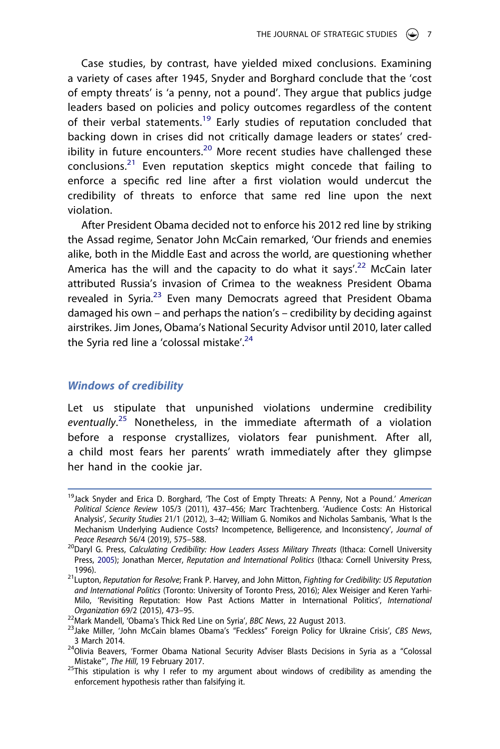Case studies, by contrast, have yielded mixed conclusions. Examining a variety of cases after 1945, Snyder and Borghard conclude that the 'cost of empty threats' is 'a penny, not a pound'. They argue that publics judge leaders based on policies and policy outcomes regardless of the content of their verbal statements.[19] Early studies of reputation concluded that backing down in crises did not critically damage leaders or states' credibility in future encounters.[20] More recent studies have challenged these conclusions.[21] Even reputation skeptics might concede that failing to enforce a specific red line after a first violation would undercut the credibility of threats to enforce that same red line upon the next violation.

After President Obama decided not to enforce his 2012 red line by striking the Assad regime, Senator John McCain remarked, 'Our friends and enemies alike, both in the Middle East and across the world, are questioning whether America has the will and the capacity to do what it says'.[22] McCain later attributed Russia's invasion of Crimea to the weakness President Obama revealed in Syria.[23] Even many Democrats agreed that President Obama damaged his own – and perhaps the nation's – credibility by deciding against airstrikes. Jim Jones, Obama's National Security Advisor until 2010, later called the Syria red line a 'colossal mistake'.[24]

### *Windows of credibility*

Let us stipulate that unpunished violations undermine credibility *eventually*.[25] Nonetheless, in the immediate aftermath of a violation before a response crystallizes, violators fear punishment. After all, a child most fears her parents' wrath immediately after they glimpse her hand in the cookie jar.

---

[19] Jack Snyder and Erica D. Borghard, 'The Cost of Empty Threats: A Penny, Not a Pound.' *American Political Science Review* 105/3 (2011), 437–456; Marc Trachtenberg. 'Audience Costs: An Historical Analysis', *Security Studies* 21/1 (2012), 3–42; William G. Nomikos and Nicholas Sambanis, 'What Is the Mechanism Underlying Audience Costs? Incompetence, Belligerence, and Inconsistency', *Journal of Peace Research* 56/4 (2019), 575–588.

[20] Daryl G. Press, *Calculating Credibility: How Leaders Assess Military Threats* (Ithaca: Cornell University Press, 2005); Jonathan Mercer, *Reputation and International Politics* (Ithaca: Cornell University Press, 1996).

[21] Lupton, *Reputation for Resolve*; Frank P. Harvey, and John Mitton, *Fighting for Credibility: US Reputation and International Politics* (Toronto: University of Toronto Press, 2016); Alex Weisiger and Keren Yarhi-Milo, 'Revisiting Reputation: How Past Actions Matter in International Politics', *International Organization* 69/2 (2015), 473–95.

[22] Mark Mandell, 'Obama's Thick Red Line on Syria', *BBC News*, 22 August 2013.

[23] Jake Miller, 'John McCain blames Obama's "Feckless" Foreign Policy for Ukraine Crisis', *CBS News*, 3 March 2014.

[24] Olivia Beavers, 'Former Obama National Security Adviser Blasts Decisions in Syria as a "Colossal Mistake"', *The Hill*, 19 February 2017.

[25] This stipulation is why I refer to my argument about windows of credibility as amending the enforcement hypothesis rather than falsifying it.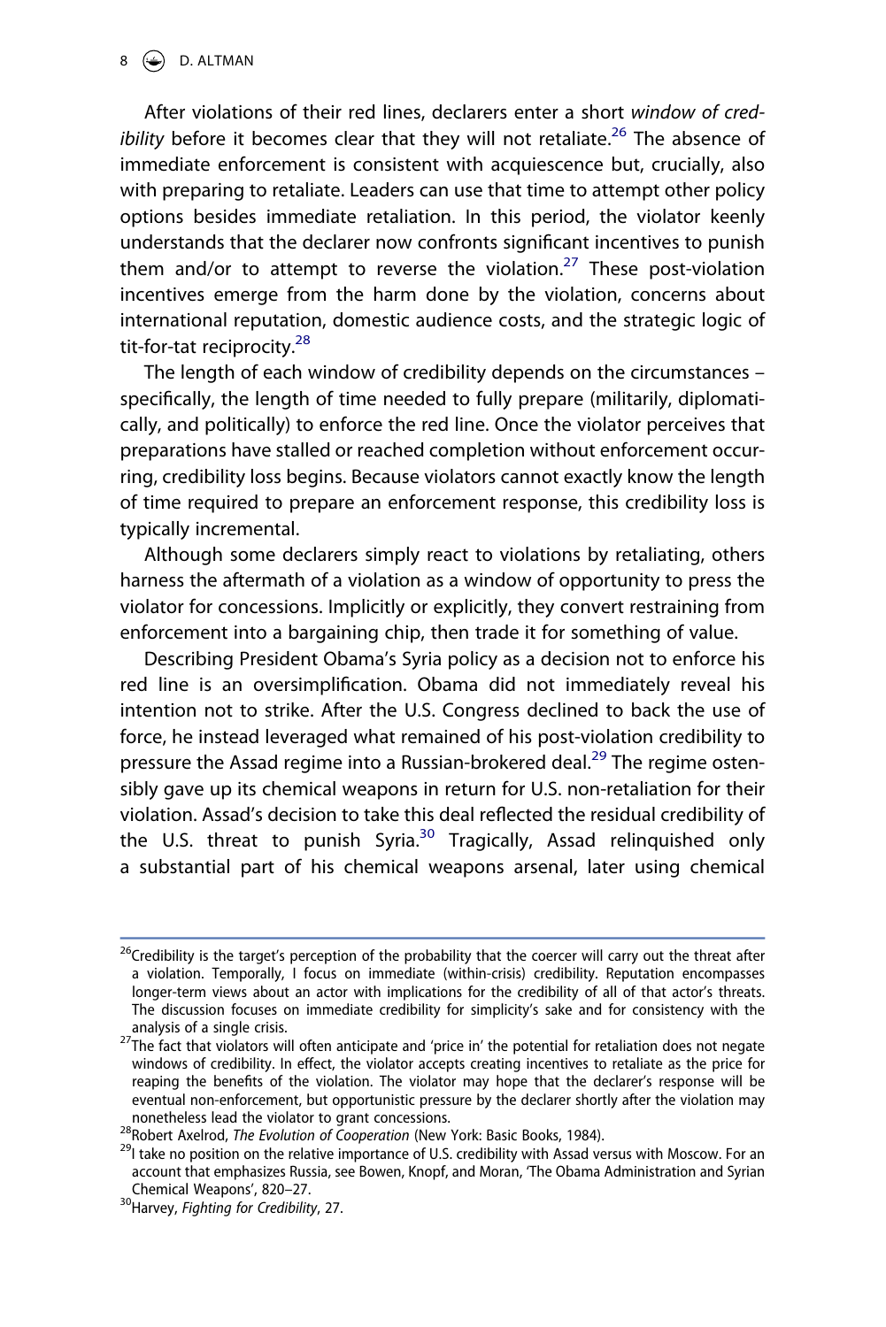After violations of their red lines, declarers enter a short *window of credibility* before it becomes clear that they will not retaliate.[26] The absence of immediate enforcement is consistent with acquiescence but, crucially, also with preparing to retaliate. Leaders can use that time to attempt other policy options besides immediate retaliation. In this period, the violator keenly understands that the declarer now confronts significant incentives to punish them and/or to attempt to reverse the violation.[27] These post-violation incentives emerge from the harm done by the violation, concerns about international reputation, domestic audience costs, and the strategic logic of tit-for-tat reciprocity.[28]

The length of each window of credibility depends on the circumstances – specifically, the length of time needed to fully prepare (militarily, diplomatically, and politically) to enforce the red line. Once the violator perceives that preparations have stalled or reached completion without enforcement occurring, credibility loss begins. Because violators cannot exactly know the length of time required to prepare an enforcement response, this credibility loss is typically incremental.

Although some declarers simply react to violations by retaliating, others harness the aftermath of a violation as a window of opportunity to press the violator for concessions. Implicitly or explicitly, they convert restraining from enforcement into a bargaining chip, then trade it for something of value.

Describing President Obama's Syria policy as a decision not to enforce his red line is an oversimplification. Obama did not immediately reveal his intention not to strike. After the U.S. Congress declined to back the use of force, he instead leveraged what remained of his post-violation credibility to pressure the Assad regime into a Russian-brokered deal.[29] The regime ostensibly gave up its chemical weapons in return for U.S. non-retaliation for their violation. Assad's decision to take this deal reflected the residual credibility of the U.S. threat to punish Syria.[30] Tragically, Assad relinquished only a substantial part of his chemical weapons arsenal, later using chemical

---

[26] Credibility is the target's perception of the probability that the coercer will carry out the threat after a violation. Temporally, I focus on immediate (within-crisis) credibility. Reputation encompasses longer-term views about an actor with implications for the credibility of all of that actor's threats. The discussion focuses on immediate credibility for simplicity's sake and for consistency with the analysis of a single crisis.

[27] The fact that violators will often anticipate and 'price in' the potential for retaliation does not negate windows of credibility. In effect, the violator accepts creating incentives to retaliate as the price for reaping the benefits of the violation. The violator may hope that the declarer's response will be eventual non-enforcement, but opportunistic pressure by the declarer shortly after the violation may nonetheless lead the violator to grant concessions.

[28] Robert Axelrod, *The Evolution of Cooperation* (New York: Basic Books, 1984).

[29] I take no position on the relative importance of U.S. credibility with Assad versus with Moscow. For an account that emphasizes Russia, see Bowen, Knopf, and Moran, 'The Obama Administration and Syrian Chemical Weapons', 820–27.

[30] Harvey, *Fighting for Credibility*, 27.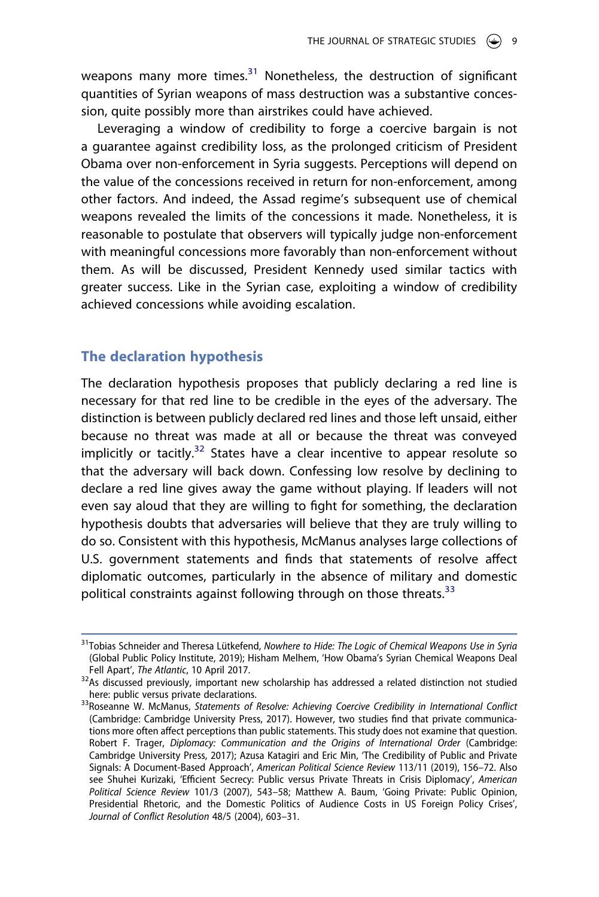weapons many more times.[31] Nonetheless, the destruction of significant quantities of Syrian weapons of mass destruction was a substantive concession, quite possibly more than airstrikes could have achieved.

Leveraging a window of credibility to forge a coercive bargain is not a guarantee against credibility loss, as the prolonged criticism of President Obama over non-enforcement in Syria suggests. Perceptions will depend on the value of the concessions received in return for non-enforcement, among other factors. And indeed, the Assad regime's subsequent use of chemical weapons revealed the limits of the concessions it made. Nonetheless, it is reasonable to postulate that observers will typically judge non-enforcement with meaningful concessions more favorably than non-enforcement without them. As will be discussed, President Kennedy used similar tactics with greater success. Like in the Syrian case, exploiting a window of credibility achieved concessions while avoiding escalation.

## The declaration hypothesis

The declaration hypothesis proposes that publicly declaring a red line is necessary for that red line to be credible in the eyes of the adversary. The distinction is between publicly declared red lines and those left unsaid, either because no threat was made at all or because the threat was conveyed implicitly or tacitly.[32] States have a clear incentive to appear resolute so that the adversary will back down. Confessing low resolve by declining to declare a red line gives away the game without playing. If leaders will not even say aloud that they are willing to fight for something, the declaration hypothesis doubts that adversaries will believe that they are truly willing to do so. Consistent with this hypothesis, McManus analyses large collections of U.S. government statements and finds that statements of resolve affect diplomatic outcomes, particularly in the absence of military and domestic political constraints against following through on those threats.[33]

---

[31] Tobias Schneider and Theresa Lütkefend, *Nowhere to Hide: The Logic of Chemical Weapons Use in Syria* (Global Public Policy Institute, 2019); Hisham Melhem, 'How Obama's Syrian Chemical Weapons Deal Fell Apart', *The Atlantic*, 10 April 2017.

[32] As discussed previously, important new scholarship has addressed a related distinction not studied here: public versus private declarations.

[33] Roseanne W. McManus, *Statements of Resolve: Achieving Coercive Credibility in International Conflict* (Cambridge: Cambridge University Press, 2017). However, two studies find that private communications more often affect perceptions than public statements. This study does not examine that question. Robert F. Trager, *Diplomacy: Communication and the Origins of International Order* (Cambridge: Cambridge University Press, 2017); Azusa Katagiri and Eric Min, 'The Credibility of Public and Private Signals: A Document-Based Approach', *American Political Science Review* 113/11 (2019), 156–72. Also see Shuhei Kurizaki, 'Efficient Secrecy: Public versus Private Threats in Crisis Diplomacy', *American Political Science Review* 101/3 (2007), 543–58; Matthew A. Baum, 'Going Private: Public Opinion, Presidential Rhetoric, and the Domestic Politics of Audience Costs in US Foreign Policy Crises', *Journal of Conflict Resolution* 48/5 (2004), 603–31.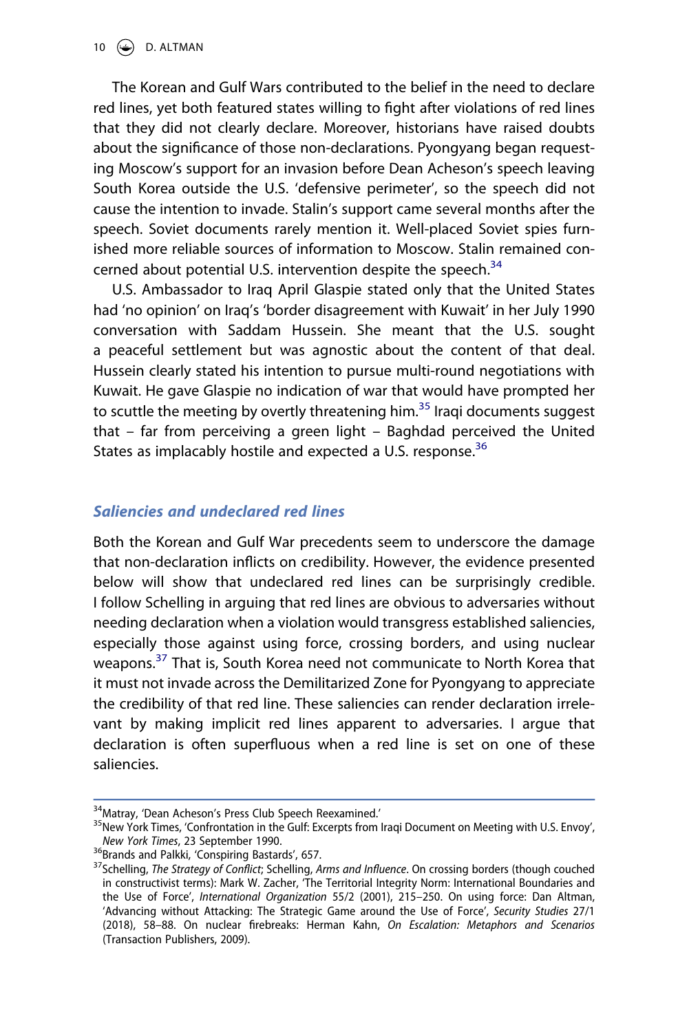The Korean and Gulf Wars contributed to the belief in the need to declare red lines, yet both featured states willing to fight after violations of red lines that they did not clearly declare. Moreover, historians have raised doubts about the significance of those non-declarations. Pyongyang began requesting Moscow's support for an invasion before Dean Acheson's speech leaving South Korea outside the U.S. 'defensive perimeter', so the speech did not cause the intention to invade. Stalin's support came several months after the speech. Soviet documents rarely mention it. Well-placed Soviet spies furnished more reliable sources of information to Moscow. Stalin remained concerned about potential U.S. intervention despite the speech.[34]

U.S. Ambassador to Iraq April Glaspie stated only that the United States had 'no opinion' on Iraq's 'border disagreement with Kuwait' in her July 1990 conversation with Saddam Hussein. She meant that the U.S. sought a peaceful settlement but was agnostic about the content of that deal. Hussein clearly stated his intention to pursue multi-round negotiations with Kuwait. He gave Glaspie no indication of war that would have prompted her to scuttle the meeting by overtly threatening him.[35] Iraqi documents suggest that – far from perceiving a green light – Baghdad perceived the United States as implacably hostile and expected a U.S. response.[36]

## *Saliencies and undeclared red lines*

Both the Korean and Gulf War precedents seem to underscore the damage that non-declaration inflicts on credibility. However, the evidence presented below will show that undeclared red lines can be surprisingly credible. I follow Schelling in arguing that red lines are obvious to adversaries without needing declaration when a violation would transgress established saliencies, especially those against using force, crossing borders, and using nuclear weapons.[37] That is, South Korea need not communicate to North Korea that it must not invade across the Demilitarized Zone for Pyongyang to appreciate the credibility of that red line. These saliencies can render declaration irrelevant by making implicit red lines apparent to adversaries. I argue that declaration is often superfluous when a red line is set on one of these saliencies.

---

[34] Matray, 'Dean Acheson's Press Club Speech Reexamined.'

[35] New York Times, 'Confrontation in the Gulf: Excerpts from Iraqi Document on Meeting with U.S. Envoy', *New York Times*, 23 September 1990.

[36] Brands and Palkki, 'Conspiring Bastards', 657.

[37] Schelling, *The Strategy of Conflict*; Schelling, *Arms and Influence*. On crossing borders (though couched in constructivist terms): Mark W. Zacher, 'The Territorial Integrity Norm: International Boundaries and the Use of Force', *International Organization* 55/2 (2001), 215–250. On using force: Dan Altman, 'Advancing without Attacking: The Strategic Game around the Use of Force', *Security Studies* 27/1 (2018), 58–88. On nuclear firebreaks: Herman Kahn, *On Escalation: Metaphors and Scenarios* (Transaction Publishers, 2009).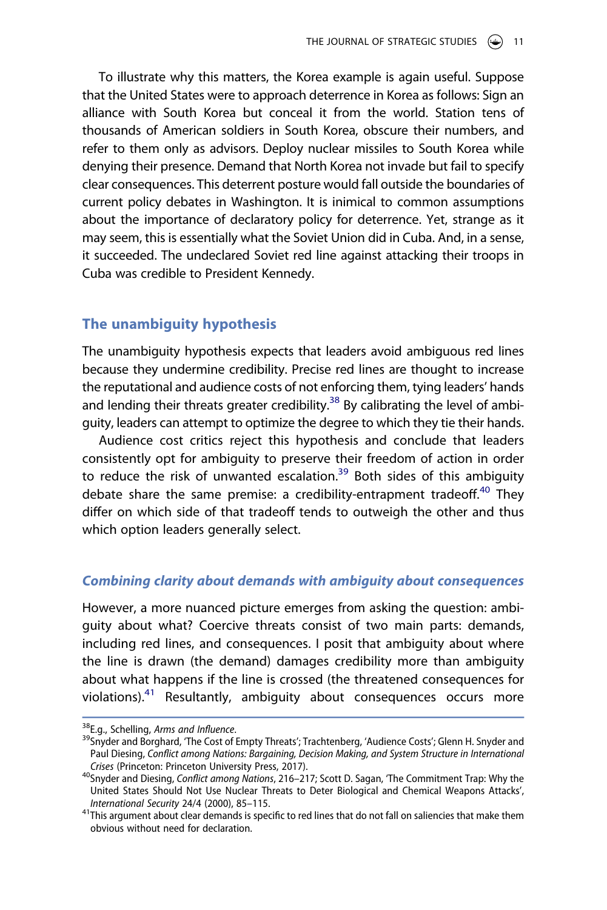To illustrate why this matters, the Korea example is again useful. Suppose that the United States were to approach deterrence in Korea as follows: Sign an alliance with South Korea but conceal it from the world. Station tens of thousands of American soldiers in South Korea, obscure their numbers, and refer to them only as advisors. Deploy nuclear missiles to South Korea while denying their presence. Demand that North Korea not invade but fail to specify clear consequences. This deterrent posture would fall outside the boundaries of current policy debates in Washington. It is inimical to common assumptions about the importance of declaratory policy for deterrence. Yet, strange as it may seem, this is essentially what the Soviet Union did in Cuba. And, in a sense, it succeeded. The undeclared Soviet red line against attacking their troops in Cuba was credible to President Kennedy.

## The unambiguity hypothesis

The unambiguity hypothesis expects that leaders avoid ambiguous red lines because they undermine credibility. Precise red lines are thought to increase the reputational and audience costs of not enforcing them, tying leaders' hands and lending their threats greater credibility.[38] By calibrating the level of ambiguity, leaders can attempt to optimize the degree to which they tie their hands.

Audience cost critics reject this hypothesis and conclude that leaders consistently opt for ambiguity to preserve their freedom of action in order to reduce the risk of unwanted escalation.[39] Both sides of this ambiguity debate share the same premise: a credibility-entrapment tradeoff.[40] They differ on which side of that tradeoff tends to outweigh the other and thus which option leaders generally select.

### *Combining clarity about demands with ambiguity about consequences*

However, a more nuanced picture emerges from asking the question: ambiguity about what? Coercive threats consist of two main parts: demands, including red lines, and consequences. I posit that ambiguity about where the line is drawn (the demand) damages credibility more than ambiguity about what happens if the line is crossed (the threatened consequences for violations).[41] Resultantly, ambiguity about consequences occurs more

[38] E.g., Schelling, *Arms and Influence*.

[39] Snyder and Borghard, 'The Cost of Empty Threats'; Trachtenberg, 'Audience Costs'; Glenn H. Snyder and Paul Diesing, *Conflict among Nations: Bargaining, Decision Making, and System Structure in International Crises* (Princeton: Princeton University Press, 2017).

[40] Snyder and Diesing, *Conflict among Nations*, 216–217; Scott D. Sagan, 'The Commitment Trap: Why the United States Should Not Use Nuclear Threats to Deter Biological and Chemical Weapons Attacks', *International Security* 24/4 (2000), 85–115.

[41] This argument about clear demands is specific to red lines that do not fall on saliencies that make them obvious without need for declaration.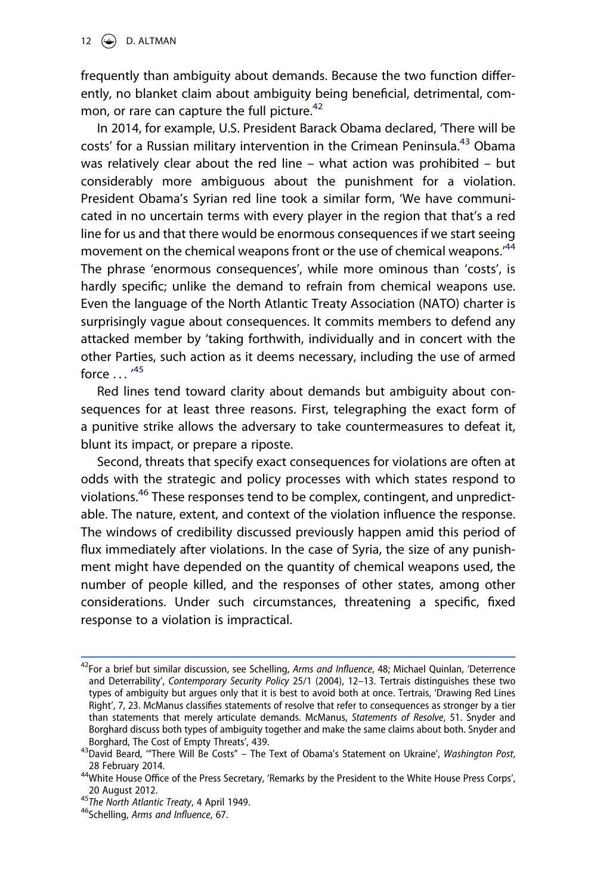frequently than ambiguity about demands. Because the two function differently, no blanket claim about ambiguity being beneficial, detrimental, common, or rare can capture the full picture.[42]

In 2014, for example, U.S. President Barack Obama declared, 'There will be costs' for a Russian military intervention in the Crimean Peninsula.[43] Obama was relatively clear about the red line – what action was prohibited – but considerably more ambiguous about the punishment for a violation. President Obama's Syrian red line took a similar form, 'We have communicated in no uncertain terms with every player in the region that that's a red line for us and that there would be enormous consequences if we start seeing movement on the chemical weapons front or the use of chemical weapons.'[44] The phrase 'enormous consequences', while more ominous than 'costs', is hardly specific; unlike the demand to refrain from chemical weapons use. Even the language of the North Atlantic Treaty Association (NATO) charter is surprisingly vague about consequences. It commits members to defend any attacked member by 'taking forthwith, individually and in concert with the other Parties, such action as it deems necessary, including the use of armed force ... '[45]

Red lines tend toward clarity about demands but ambiguity about consequences for at least three reasons. First, telegraphing the exact form of a punitive strike allows the adversary to take countermeasures to defeat it, blunt its impact, or prepare a riposte.

Second, threats that specify exact consequences for violations are often at odds with the strategic and policy processes with which states respond to violations.[46] These responses tend to be complex, contingent, and unpredictable. The nature, extent, and context of the violation influence the response. The windows of credibility discussed previously happen amid this period of flux immediately after violations. In the case of Syria, the size of any punishment might have depended on the quantity of chemical weapons used, the number of people killed, and the responses of other states, among other considerations. Under such circumstances, threatening a specific, fixed response to a violation is impractical.

---

[42] For a brief but similar discussion, see Schelling, *Arms and Influence*, 48; Michael Quinlan, 'Deterrence and Deterrability', *Contemporary Security Policy* 25/1 (2004), 12–13. Tertrais distinguishes these two types of ambiguity but argues only that it is best to avoid both at once. Tertrais, 'Drawing Red Lines Right', 7, 23. McManus classifies statements of resolve that refer to consequences as stronger by a tier than statements that merely articulate demands. McManus, *Statements of Resolve*, 51. Snyder and Borghard discuss both types of ambiguity together and make the same claims about both. Snyder and Borghard, The Cost of Empty Threats', 439.

[43] David Beard, '"There Will Be Costs" – The Text of Obama's Statement on Ukraine', *Washington Post*, 28 February 2014.

[44] White House Office of the Press Secretary, 'Remarks by the President to the White House Press Corps', 20 August 2012.

[45] *The North Atlantic Treaty*, 4 April 1949.

[46] Schelling, *Arms and Influence*, 67.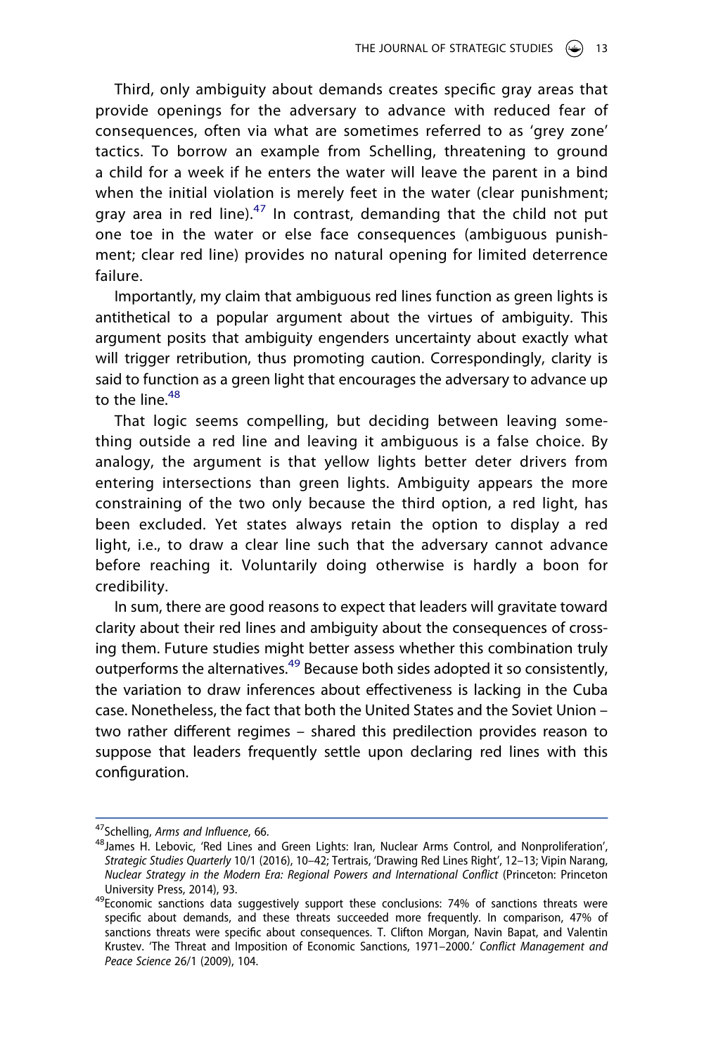Third, only ambiguity about demands creates specific gray areas that provide openings for the adversary to advance with reduced fear of consequences, often via what are sometimes referred to as 'grey zone' tactics. To borrow an example from Schelling, threatening to ground a child for a week if he enters the water will leave the parent in a bind when the initial violation is merely feet in the water (clear punishment; gray area in red line).[47] In contrast, demanding that the child not put one toe in the water or else face consequences (ambiguous punishment; clear red line) provides no natural opening for limited deterrence failure.

Importantly, my claim that ambiguous red lines function as green lights is antithetical to a popular argument about the virtues of ambiguity. This argument posits that ambiguity engenders uncertainty about exactly what will trigger retribution, thus promoting caution. Correspondingly, clarity is said to function as a green light that encourages the adversary to advance up to the line.[48]

That logic seems compelling, but deciding between leaving something outside a red line and leaving it ambiguous is a false choice. By analogy, the argument is that yellow lights better deter drivers from entering intersections than green lights. Ambiguity appears the more constraining of the two only because the third option, a red light, has been excluded. Yet states always retain the option to display a red light, i.e., to draw a clear line such that the adversary cannot advance before reaching it. Voluntarily doing otherwise is hardly a boon for credibility.

In sum, there are good reasons to expect that leaders will gravitate toward clarity about their red lines and ambiguity about the consequences of crossing them. Future studies might better assess whether this combination truly outperforms the alternatives.[49] Because both sides adopted it so consistently, the variation to draw inferences about effectiveness is lacking in the Cuba case. Nonetheless, the fact that both the United States and the Soviet Union – two rather different regimes – shared this predilection provides reason to suppose that leaders frequently settle upon declaring red lines with this configuration.

---

[47] Schelling, *Arms and Influence*, 66.

[48] James H. Lebovic, 'Red Lines and Green Lights: Iran, Nuclear Arms Control, and Nonproliferation', *Strategic Studies Quarterly* 10/1 (2016), 10–42; Tertrais, 'Drawing Red Lines Right', 12–13; Vipin Narang, *Nuclear Strategy in the Modern Era: Regional Powers and International Conflict* (Princeton: Princeton University Press, 2014), 93.

[49] Economic sanctions data suggestively support these conclusions: 74% of sanctions threats were specific about demands, and these threats succeeded more frequently. In comparison, 47% of sanctions threats were specific about consequences. T. Clifton Morgan, Navin Bapat, and Valentin Krustev. 'The Threat and Imposition of Economic Sanctions, 1971–2000.' *Conflict Management and Peace Science* 26/1 (2009), 104.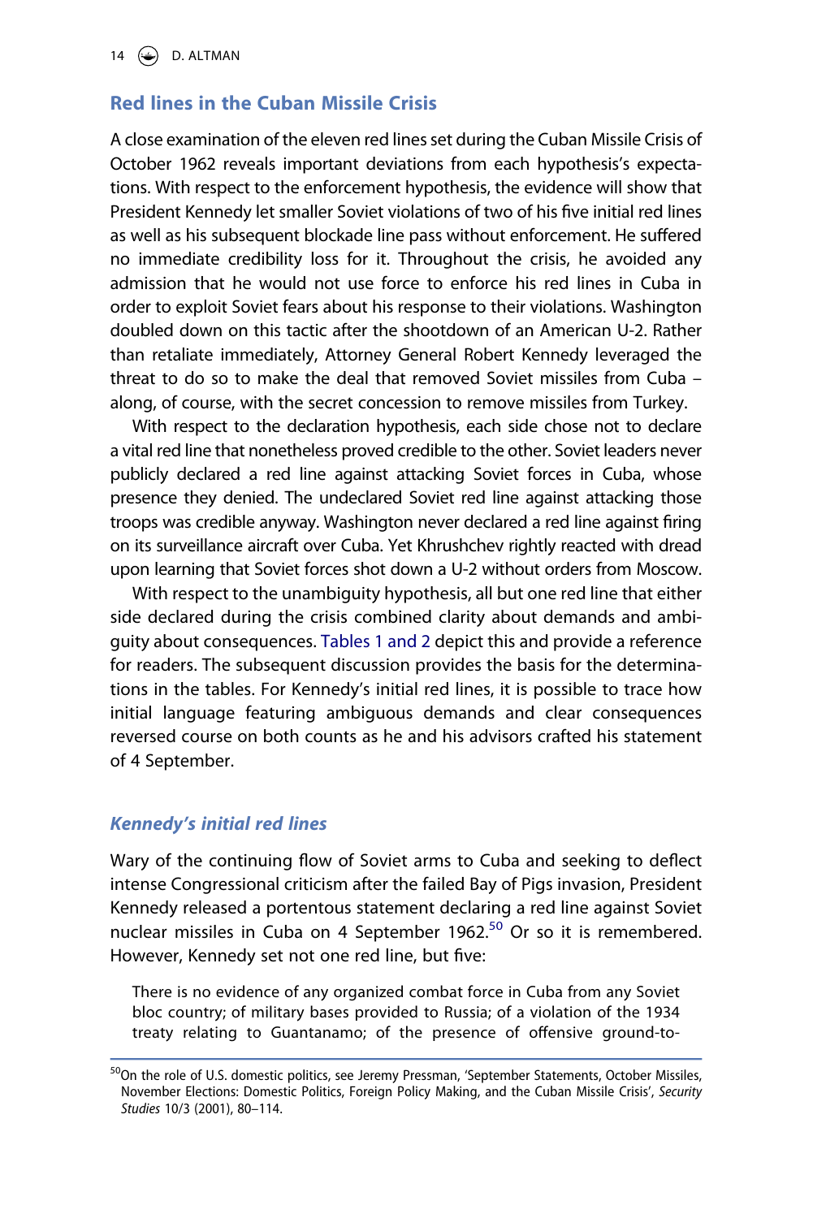## Red lines in the Cuban Missile Crisis

A close examination of the eleven red lines set during the Cuban Missile Crisis of October 1962 reveals important deviations from each hypothesis's expectations. With respect to the enforcement hypothesis, the evidence will show that President Kennedy let smaller Soviet violations of two of his five initial red lines as well as his subsequent blockade line pass without enforcement. He suffered no immediate credibility loss for it. Throughout the crisis, he avoided any admission that he would not use force to enforce his red lines in Cuba in order to exploit Soviet fears about his response to their violations. Washington doubled down on this tactic after the shootdown of an American U-2. Rather than retaliate immediately, Attorney General Robert Kennedy leveraged the threat to do so to make the deal that removed Soviet missiles from Cuba – along, of course, with the secret concession to remove missiles from Turkey.

With respect to the declaration hypothesis, each side chose not to declare a vital red line that nonetheless proved credible to the other. Soviet leaders never publicly declared a red line against attacking Soviet forces in Cuba, whose presence they denied. The undeclared Soviet red line against attacking those troops was credible anyway. Washington never declared a red line against firing on its surveillance aircraft over Cuba. Yet Khrushchev rightly reacted with dread upon learning that Soviet forces shot down a U-2 without orders from Moscow.

With respect to the unambiguity hypothesis, all but one red line that either side declared during the crisis combined clarity about demands and ambiguity about consequences. Tables 1 and 2 depict this and provide a reference for readers. The subsequent discussion provides the basis for the determinations in the tables. For Kennedy's initial red lines, it is possible to trace how initial language featuring ambiguous demands and clear consequences reversed course on both counts as he and his advisors crafted his statement of 4 September.

### *Kennedy's initial red lines*

Wary of the continuing flow of Soviet arms to Cuba and seeking to deflect intense Congressional criticism after the failed Bay of Pigs invasion, President Kennedy released a portentous statement declaring a red line against Soviet nuclear missiles in Cuba on 4 September 1962.[50] Or so it is remembered. However, Kennedy set not one red line, but five:

> There is no evidence of any organized combat force in Cuba from any Soviet bloc country; of military bases provided to Russia; of a violation of the 1934 treaty relating to Guantanamo; of the presence of offensive ground-to-

[50]On the role of U.S. domestic politics, see Jeremy Pressman, 'September Statements, October Missiles, November Elections: Domestic Politics, Foreign Policy Making, and the Cuban Missile Crisis', *Security Studies* 10/3 (2001), 80–114.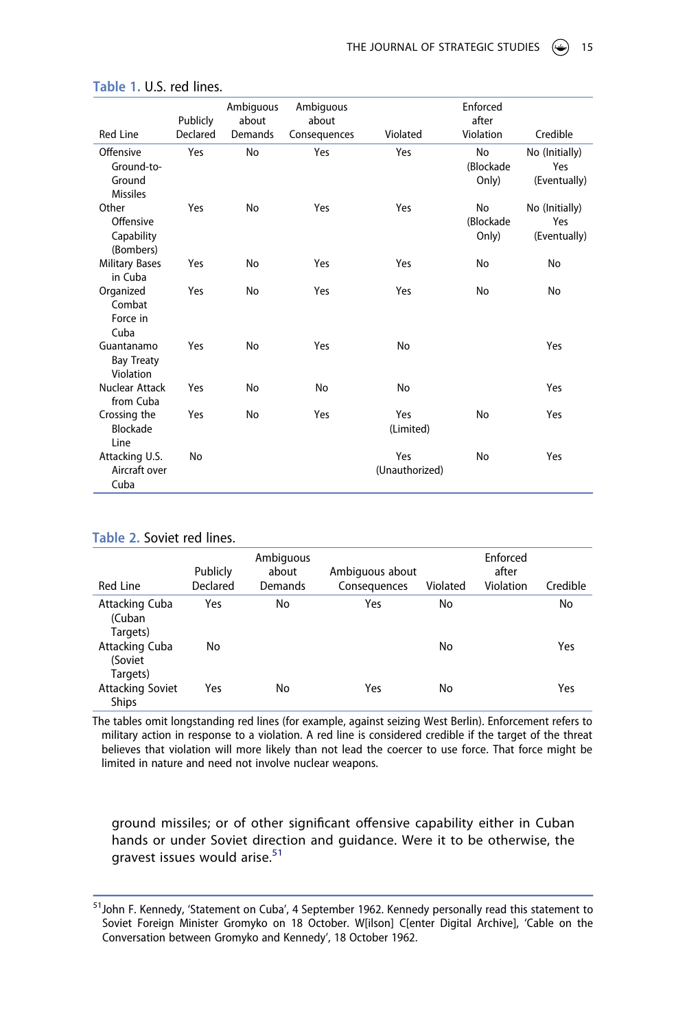Table 1. U.S. red lines.

| Red Line | Publicly Declared | Ambiguous about Demands | Ambiguous about Consequences | Violated | Enforced after Violation | Credible |
|---|---|---|---|---|---|---|
| Offensive Ground-to-Ground Missiles | Yes | No | Yes | Yes | No (Blockade Only) | No (Initially) Yes (Eventually) |
| Other Offensive Capability (Bombers) | Yes | No | Yes | Yes | No (Blockade Only) | No (Initially) Yes (Eventually) |
| Military Bases in Cuba | Yes | No | Yes | Yes | No | No |
| Organized Combat Force in Cuba | Yes | No | Yes | Yes | No | No |
| Guantanamo Bay Treaty Violation | Yes | No | Yes | No | | Yes |
| Nuclear Attack from Cuba | Yes | No | No | No | | Yes |
| Crossing the Blockade Line | Yes | No | Yes | Yes (Limited) | No | Yes |
| Attacking U.S. Aircraft over Cuba | No | | | Yes (Unauthorized) | No | Yes |

Table 2. Soviet red lines.

| Red Line | Publicly Declared | Ambiguous about Demands | Ambiguous about Consequences | Violated | Enforced after Violation | Credible |
|---|---|---|---|---|---|---|
| Attacking Cuba (Cuban Targets) | Yes | No | Yes | No | | No |
| Attacking Cuba (Soviet Targets) | No | | | No | | Yes |
| Attacking Soviet Ships | Yes | No | Yes | No | | Yes |

The tables omit longstanding red lines (for example, against seizing West Berlin). Enforcement refers to military action in response to a violation. A red line is considered credible if the target of the threat believes that violation will more likely than not lead the coercer to use force. That force might be limited in nature and need not involve nuclear weapons.

> ground missiles; or of other significant offensive capability either in Cuban hands or under Soviet direction and guidance. Were it to be otherwise, the gravest issues would arise.[51]

[51] John F. Kennedy, 'Statement on Cuba', 4 September 1962. Kennedy personally read this statement to Soviet Foreign Minister Gromyko on 18 October. W[ilson] C[enter Digital Archive], 'Cable on the Conversation between Gromyko and Kennedy', 18 October 1962.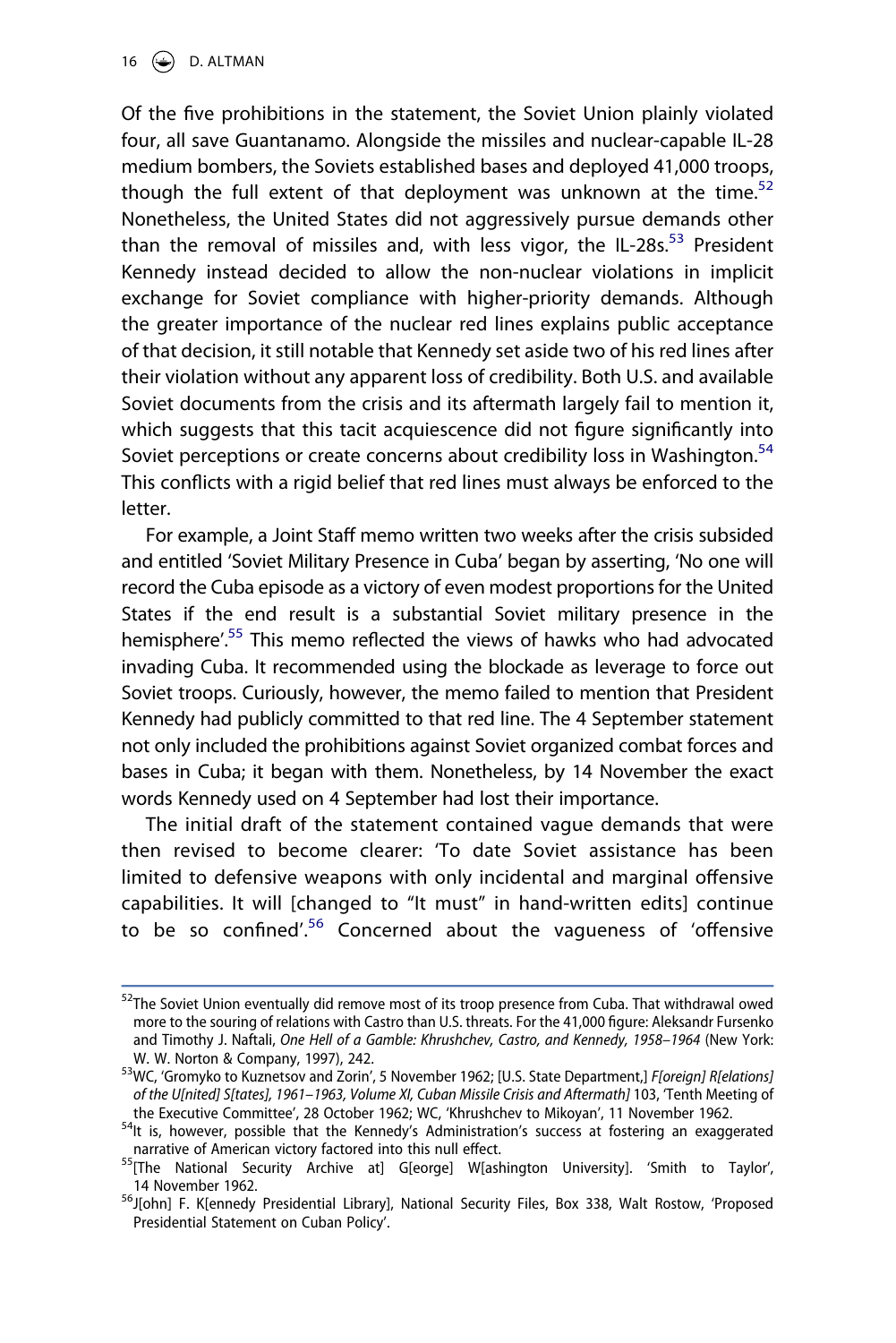Of the five prohibitions in the statement, the Soviet Union plainly violated four, all save Guantanamo. Alongside the missiles and nuclear-capable IL-28 medium bombers, the Soviets established bases and deployed 41,000 troops, though the full extent of that deployment was unknown at the time.[52] Nonetheless, the United States did not aggressively pursue demands other than the removal of missiles and, with less vigor, the IL-28s.[53] President Kennedy instead decided to allow the non-nuclear violations in implicit exchange for Soviet compliance with higher-priority demands. Although the greater importance of the nuclear red lines explains public acceptance of that decision, it still notable that Kennedy set aside two of his red lines after their violation without any apparent loss of credibility. Both U.S. and available Soviet documents from the crisis and its aftermath largely fail to mention it, which suggests that this tacit acquiescence did not figure significantly into Soviet perceptions or create concerns about credibility loss in Washington.[54] This conflicts with a rigid belief that red lines must always be enforced to the letter.

For example, a Joint Staff memo written two weeks after the crisis subsided and entitled 'Soviet Military Presence in Cuba' began by asserting, 'No one will record the Cuba episode as a victory of even modest proportions for the United States if the end result is a substantial Soviet military presence in the hemisphere'.[55] This memo reflected the views of hawks who had advocated invading Cuba. It recommended using the blockade as leverage to force out Soviet troops. Curiously, however, the memo failed to mention that President Kennedy had publicly committed to that red line. The 4 September statement not only included the prohibitions against Soviet organized combat forces and bases in Cuba; it began with them. Nonetheless, by 14 November the exact words Kennedy used on 4 September had lost their importance.

The initial draft of the statement contained vague demands that were then revised to become clearer: 'To date Soviet assistance has been limited to defensive weapons with only incidental and marginal offensive capabilities. It will [changed to "It must" in hand-written edits] continue to be so confined'.[56] Concerned about the vagueness of 'offensive

---

[52]The Soviet Union eventually did remove most of its troop presence from Cuba. That withdrawal owed more to the souring of relations with Castro than U.S. threats. For the 41,000 figure: Aleksandr Fursenko and Timothy J. Naftali, *One Hell of a Gamble: Khrushchev, Castro, and Kennedy, 1958–1964* (New York: W. W. Norton & Company, 1997), 242.

[53]WC, 'Gromyko to Kuznetsov and Zorin', 5 November 1962; [U.S. State Department,] *F[oreign] R[elations] of the U[nited] S[tates], 1961–1963, Volume XI, Cuban Missile Crisis and Aftermath]* 103, 'Tenth Meeting of the Executive Committee', 28 October 1962; WC, 'Khrushchev to Mikoyan', 11 November 1962.

[54]It is, however, possible that the Kennedy's Administration's success at fostering an exaggerated narrative of American victory factored into this null effect.

[55][The National Security Archive at] G[eorge] W[ashington University]. 'Smith to Taylor', 14 November 1962.

[56]J[ohn] F. K[ennedy Presidential Library], National Security Files, Box 338, Walt Rostow, 'Proposed Presidential Statement on Cuban Policy'.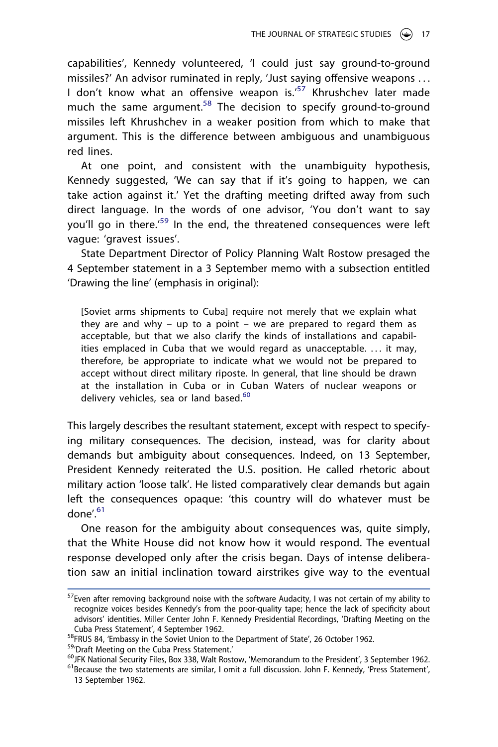capabilities', Kennedy volunteered, 'I could just say ground-to-ground missiles?' An advisor ruminated in reply, 'Just saying offensive weapons … I don't know what an offensive weapon is.'[57] Khrushchev later made much the same argument.[58] The decision to specify ground-to-ground missiles left Khrushchev in a weaker position from which to make that argument. This is the difference between ambiguous and unambiguous red lines.

At one point, and consistent with the unambiguity hypothesis, Kennedy suggested, 'We can say that if it's going to happen, we can take action against it.' Yet the drafting meeting drifted away from such direct language. In the words of one advisor, 'You don't want to say you'll go in there.'[59] In the end, the threatened consequences were left vague: 'gravest issues'.

State Department Director of Policy Planning Walt Rostow presaged the 4 September statement in a 3 September memo with a subsection entitled 'Drawing the line' (emphasis in original):

> [Soviet arms shipments to Cuba] require not merely that we explain what they are and why – up to a point – we are prepared to regard them as acceptable, but that we also clarify the kinds of installations and capabilities emplaced in Cuba that we would regard as unacceptable. … it may, therefore, be appropriate to indicate what we would not be prepared to accept without direct military riposte. In general, that line should be drawn at the installation in Cuba or in Cuban Waters of nuclear weapons or delivery vehicles, sea or land based.[60]

This largely describes the resultant statement, except with respect to specifying military consequences. The decision, instead, was for clarity about demands but ambiguity about consequences. Indeed, on 13 September, President Kennedy reiterated the U.S. position. He called rhetoric about military action 'loose talk'. He listed comparatively clear demands but again left the consequences opaque: 'this country will do whatever must be done'.[61]

One reason for the ambiguity about consequences was, quite simply, that the White House did not know how it would respond. The eventual response developed only after the crisis began. Days of intense deliberation saw an initial inclination toward airstrikes give way to the eventual

---

[57] Even after removing background noise with the software Audacity, I was not certain of my ability to recognize voices besides Kennedy's from the poor-quality tape; hence the lack of specificity about advisors' identities. Miller Center John F. Kennedy Presidential Recordings, 'Drafting Meeting on the Cuba Press Statement', 4 September 1962.

[58] FRUS 84, 'Embassy in the Soviet Union to the Department of State', 26 October 1962.

[59] 'Draft Meeting on the Cuba Press Statement.'

[60] JFK National Security Files, Box 338, Walt Rostow, 'Memorandum to the President', 3 September 1962.

[61] Because the two statements are similar, I omit a full discussion. John F. Kennedy, 'Press Statement', 13 September 1962.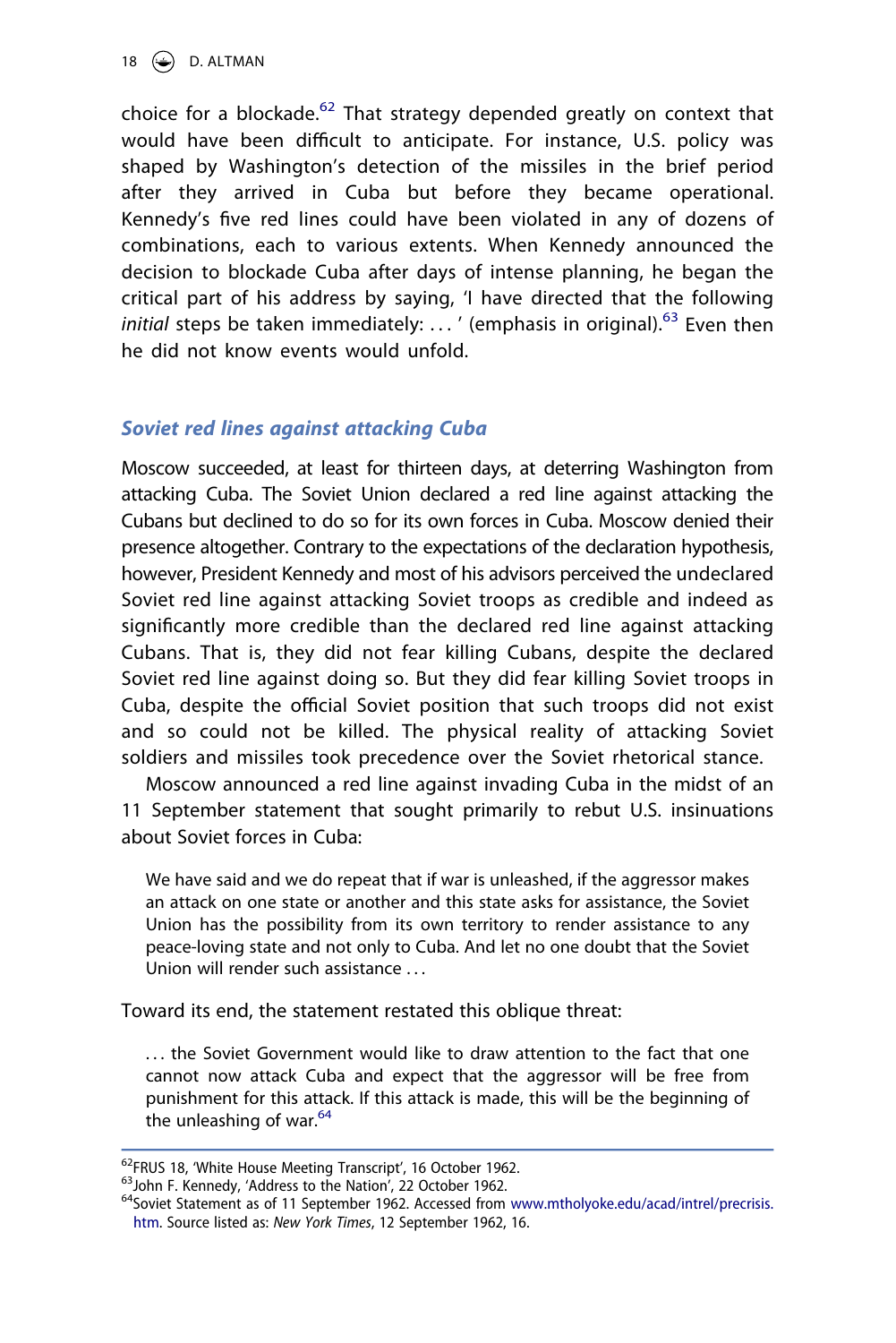choice for a blockade.[62] That strategy depended greatly on context that would have been difficult to anticipate. For instance, U.S. policy was shaped by Washington's detection of the missiles in the brief period after they arrived in Cuba but before they became operational. Kennedy's five red lines could have been violated in any of dozens of combinations, each to various extents. When Kennedy announced the decision to blockade Cuba after days of intense planning, he began the critical part of his address by saying, 'I have directed that the following *initial* steps be taken immediately: ... ' (emphasis in original).[63] Even then he did not know events would unfold.

## *Soviet red lines against attacking Cuba*

Moscow succeeded, at least for thirteen days, at deterring Washington from attacking Cuba. The Soviet Union declared a red line against attacking the Cubans but declined to do so for its own forces in Cuba. Moscow denied their presence altogether. Contrary to the expectations of the declaration hypothesis, however, President Kennedy and most of his advisors perceived the undeclared Soviet red line against attacking Soviet troops as credible and indeed as significantly more credible than the declared red line against attacking Cubans. That is, they did not fear killing Cubans, despite the declared Soviet red line against doing so. But they did fear killing Soviet troops in Cuba, despite the official Soviet position that such troops did not exist and so could not be killed. The physical reality of attacking Soviet soldiers and missiles took precedence over the Soviet rhetorical stance.

Moscow announced a red line against invading Cuba in the midst of an 11 September statement that sought primarily to rebut U.S. insinuations about Soviet forces in Cuba:

> We have said and we do repeat that if war is unleashed, if the aggressor makes an attack on one state or another and this state asks for assistance, the Soviet Union has the possibility from its own territory to render assistance to any peace-loving state and not only to Cuba. And let no one doubt that the Soviet Union will render such assistance ...

Toward its end, the statement restated this oblique threat:

> ... the Soviet Government would like to draw attention to the fact that one cannot now attack Cuba and expect that the aggressor will be free from punishment for this attack. If this attack is made, this will be the beginning of the unleashing of war.[64]

---

[62] FRUS 18, 'White House Meeting Transcript', 16 October 1962.

[63] John F. Kennedy, 'Address to the Nation', 22 October 1962.

[64] Soviet Statement as of 11 September 1962. Accessed from www.mtholyoke.edu/acad/intrel/precrisis.htm. Source listed as: *New York Times*, 12 September 1962, 16.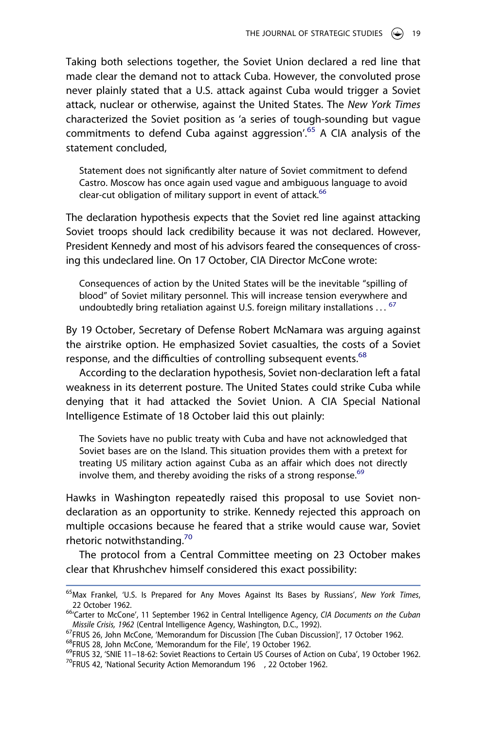Taking both selections together, the Soviet Union declared a red line that made clear the demand not to attack Cuba. However, the convoluted prose never plainly stated that a U.S. attack against Cuba would trigger a Soviet attack, nuclear or otherwise, against the United States. The *New York Times* characterized the Soviet position as 'a series of tough-sounding but vague commitments to defend Cuba against aggression'.[65] A CIA analysis of the statement concluded,

> Statement does not significantly alter nature of Soviet commitment to defend Castro. Moscow has once again used vague and ambiguous language to avoid clear-cut obligation of military support in event of attack.[66]

The declaration hypothesis expects that the Soviet red line against attacking Soviet troops should lack credibility because it was not declared. However, President Kennedy and most of his advisors feared the consequences of crossing this undeclared line. On 17 October, CIA Director McCone wrote:

> Consequences of action by the United States will be the inevitable "spilling of blood" of Soviet military personnel. This will increase tension everywhere and undoubtedly bring retaliation against U.S. foreign military installations . . . [67]

By 19 October, Secretary of Defense Robert McNamara was arguing against the airstrike option. He emphasized Soviet casualties, the costs of a Soviet response, and the difficulties of controlling subsequent events.[68]

According to the declaration hypothesis, Soviet non-declaration left a fatal weakness in its deterrent posture. The United States could strike Cuba while denying that it had attacked the Soviet Union. A CIA Special National Intelligence Estimate of 18 October laid this out plainly:

> The Soviets have no public treaty with Cuba and have not acknowledged that Soviet bases are on the Island. This situation provides them with a pretext for treating US military action against Cuba as an affair which does not directly involve them, and thereby avoiding the risks of a strong response.[69]

Hawks in Washington repeatedly raised this proposal to use Soviet non-declaration as an opportunity to strike. Kennedy rejected this approach on multiple occasions because he feared that a strike would cause war, Soviet rhetoric notwithstanding.[70]

The protocol from a Central Committee meeting on 23 October makes clear that Khrushchev himself considered this exact possibility:

---

[65] Max Frankel, 'U.S. Is Prepared for Any Moves Against Its Bases by Russians', *New York Times*, 22 October 1962.

[66] 'Carter to McCone', 11 September 1962 in Central Intelligence Agency, *CIA Documents on the Cuban Missile Crisis, 1962* (Central Intelligence Agency, Washington, D.C., 1992).

[67] FRUS 26, John McCone, 'Memorandum for Discussion [The Cuban Discussion]', 17 October 1962.

[68] FRUS 28, John McCone, 'Memorandum for the File', 19 October 1962.

[69] FRUS 32, 'SNIE 11–18-62: Soviet Reactions to Certain US Courses of Action on Cuba', 19 October 1962.

[70] FRUS 42, 'National Security Action Memorandum 196 , 22 October 1962.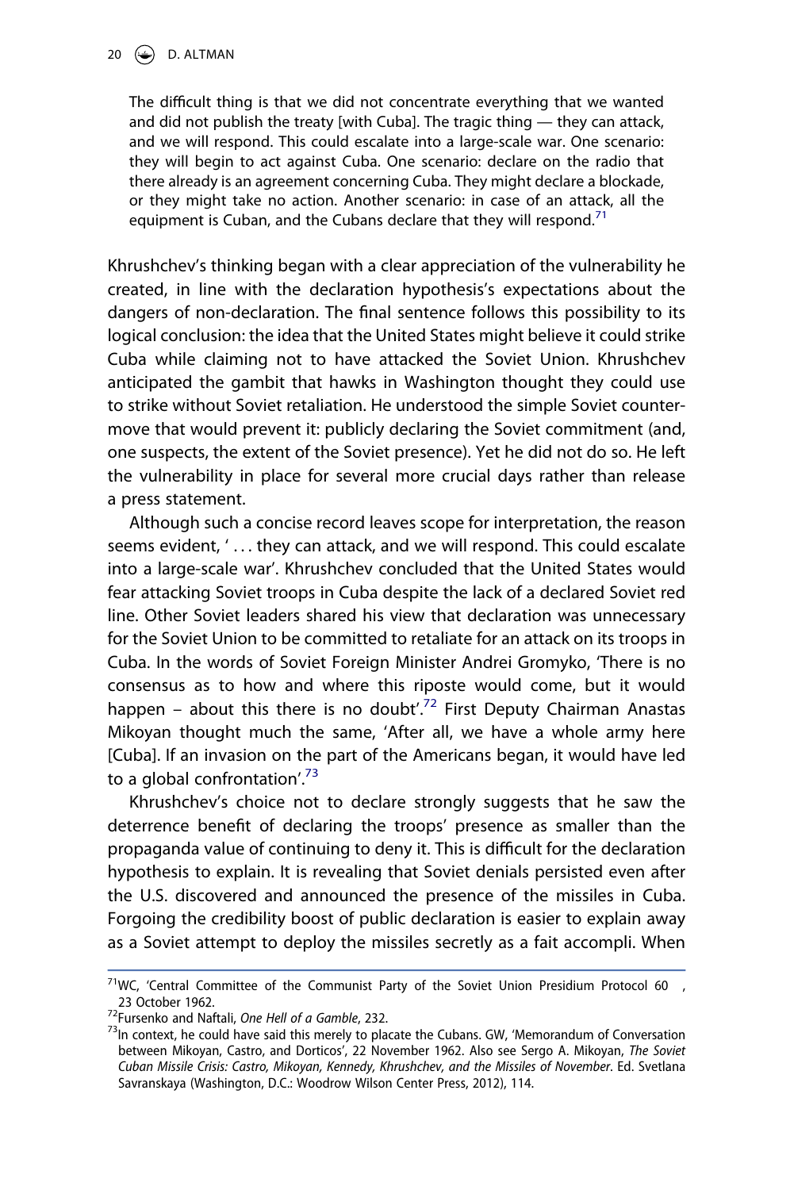> The difficult thing is that we did not concentrate everything that we wanted and did not publish the treaty [with Cuba]. The tragic thing — they can attack, and we will respond. This could escalate into a large-scale war. One scenario: they will begin to act against Cuba. One scenario: declare on the radio that there already is an agreement concerning Cuba. They might declare a blockade, or they might take no action. Another scenario: in case of an attack, all the equipment is Cuban, and the Cubans declare that they will respond.[71]

Khrushchev's thinking began with a clear appreciation of the vulnerability he created, in line with the declaration hypothesis's expectations about the dangers of non-declaration. The final sentence follows this possibility to its logical conclusion: the idea that the United States might believe it could strike Cuba while claiming not to have attacked the Soviet Union. Khrushchev anticipated the gambit that hawks in Washington thought they could use to strike without Soviet retaliation. He understood the simple Soviet countermove that would prevent it: publicly declaring the Soviet commitment (and, one suspects, the extent of the Soviet presence). Yet he did not do so. He left the vulnerability in place for several more crucial days rather than release a press statement.

Although such a concise record leaves scope for interpretation, the reason seems evident, ' . . . they can attack, and we will respond. This could escalate into a large-scale war'. Khrushchev concluded that the United States would fear attacking Soviet troops in Cuba despite the lack of a declared Soviet red line. Other Soviet leaders shared his view that declaration was unnecessary for the Soviet Union to be committed to retaliate for an attack on its troops in Cuba. In the words of Soviet Foreign Minister Andrei Gromyko, 'There is no consensus as to how and where this riposte would come, but it would happen – about this there is no doubt'.[72] First Deputy Chairman Anastas Mikoyan thought much the same, 'After all, we have a whole army here [Cuba]. If an invasion on the part of the Americans began, it would have led to a global confrontation'.[73]

Khrushchev's choice not to declare strongly suggests that he saw the deterrence benefit of declaring the troops' presence as smaller than the propaganda value of continuing to deny it. This is difficult for the declaration hypothesis to explain. It is revealing that Soviet denials persisted even after the U.S. discovered and announced the presence of the missiles in Cuba. Forgoing the credibility boost of public declaration is easier to explain away as a Soviet attempt to deploy the missiles secretly as a fait accompli. When

[71] WC, 'Central Committee of the Communist Party of the Soviet Union Presidium Protocol 60 , 23 October 1962.

[72] Fursenko and Naftali, *One Hell of a Gamble*, 232.

[73] In context, he could have said this merely to placate the Cubans. GW, 'Memorandum of Conversation between Mikoyan, Castro, and Dorticos', 22 November 1962. Also see Sergo A. Mikoyan, *The Soviet Cuban Missile Crisis: Castro, Mikoyan, Kennedy, Khrushchev, and the Missiles of November*. Ed. Svetlana Savranskaya (Washington, D.C.: Woodrow Wilson Center Press, 2012), 114.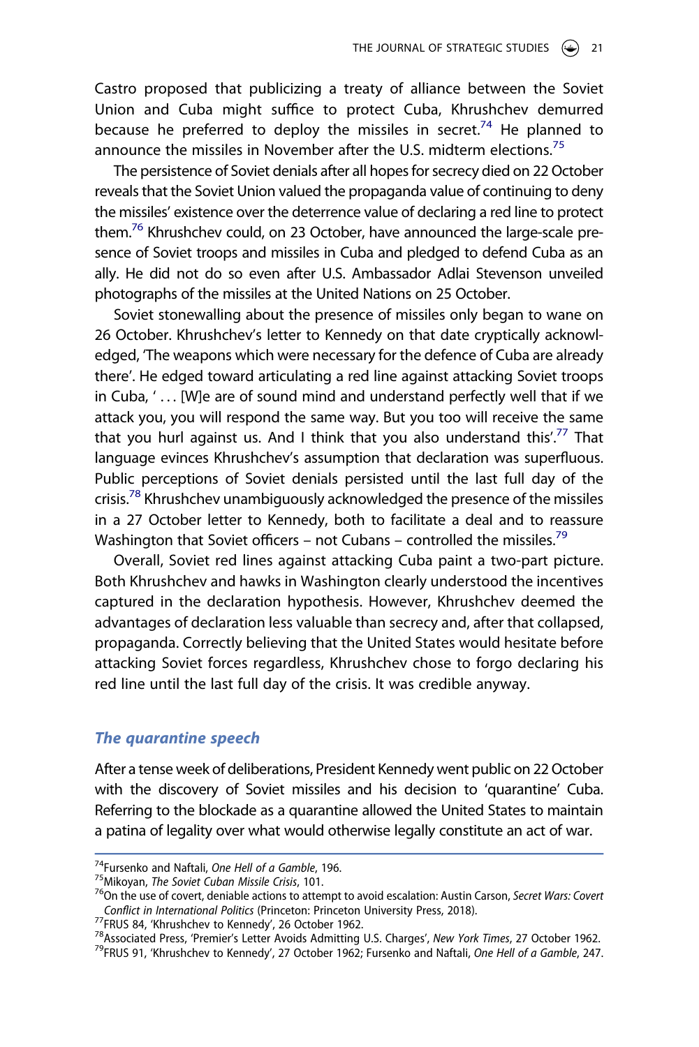Castro proposed that publicizing a treaty of alliance between the Soviet Union and Cuba might suffice to protect Cuba, Khrushchev demurred because he preferred to deploy the missiles in secret.[74] He planned to announce the missiles in November after the U.S. midterm elections.[75]

The persistence of Soviet denials after all hopes for secrecy died on 22 October reveals that the Soviet Union valued the propaganda value of continuing to deny the missiles' existence over the deterrence value of declaring a red line to protect them.[76] Khrushchev could, on 23 October, have announced the large-scale presence of Soviet troops and missiles in Cuba and pledged to defend Cuba as an ally. He did not do so even after U.S. Ambassador Adlai Stevenson unveiled photographs of the missiles at the United Nations on 25 October.

Soviet stonewalling about the presence of missiles only began to wane on 26 October. Khrushchev's letter to Kennedy on that date cryptically acknowledged, 'The weapons which were necessary for the defence of Cuba are already there'. He edged toward articulating a red line against attacking Soviet troops in Cuba, ' … [W]e are of sound mind and understand perfectly well that if we attack you, you will respond the same way. But you too will receive the same that you hurl against us. And I think that you also understand this'.[77] That language evinces Khrushchev's assumption that declaration was superfluous. Public perceptions of Soviet denials persisted until the last full day of the crisis.[78] Khrushchev unambiguously acknowledged the presence of the missiles in a 27 October letter to Kennedy, both to facilitate a deal and to reassure Washington that Soviet officers – not Cubans – controlled the missiles.[79]

Overall, Soviet red lines against attacking Cuba paint a two-part picture. Both Khrushchev and hawks in Washington clearly understood the incentives captured in the declaration hypothesis. However, Khrushchev deemed the advantages of declaration less valuable than secrecy and, after that collapsed, propaganda. Correctly believing that the United States would hesitate before attacking Soviet forces regardless, Khrushchev chose to forgo declaring his red line until the last full day of the crisis. It was credible anyway.

### *The quarantine speech*

After a tense week of deliberations, President Kennedy went public on 22 October with the discovery of Soviet missiles and his decision to 'quarantine' Cuba. Referring to the blockade as a quarantine allowed the United States to maintain a patina of legality over what would otherwise legally constitute an act of war.

---

[74] Fursenko and Naftali, *One Hell of a Gamble*, 196.

[75] Mikoyan, *The Soviet Cuban Missile Crisis*, 101.

[76] On the use of covert, deniable actions to attempt to avoid escalation: Austin Carson, *Secret Wars: Covert Conflict in International Politics* (Princeton: Princeton University Press, 2018).

[77] FRUS 84, 'Khrushchev to Kennedy', 26 October 1962.

[78] Associated Press, 'Premier's Letter Avoids Admitting U.S. Charges', *New York Times*, 27 October 1962.

[79] FRUS 91, 'Khrushchev to Kennedy', 27 October 1962; Fursenko and Naftali, *One Hell of a Gamble*, 247.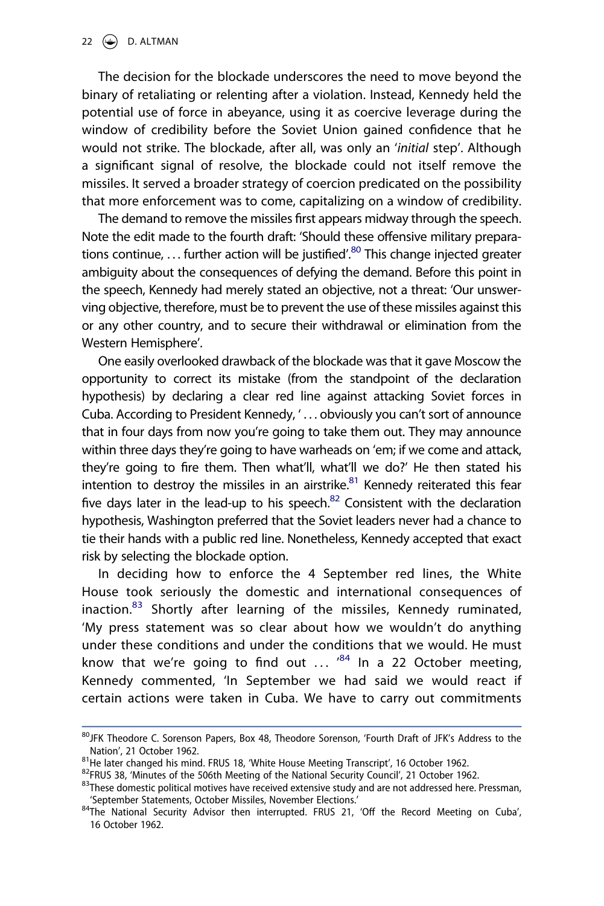The decision for the blockade underscores the need to move beyond the binary of retaliating or relenting after a violation. Instead, Kennedy held the potential use of force in abeyance, using it as coercive leverage during the window of credibility before the Soviet Union gained confidence that he would not strike. The blockade, after all, was only an '*initial* step'. Although a significant signal of resolve, the blockade could not itself remove the missiles. It served a broader strategy of coercion predicated on the possibility that more enforcement was to come, capitalizing on a window of credibility.

The demand to remove the missiles first appears midway through the speech. Note the edit made to the fourth draft: 'Should these offensive military preparations continue, ... further action will be justified'.[80] This change injected greater ambiguity about the consequences of defying the demand. Before this point in the speech, Kennedy had merely stated an objective, not a threat: 'Our unswerving objective, therefore, must be to prevent the use of these missiles against this or any other country, and to secure their withdrawal or elimination from the Western Hemisphere'.

One easily overlooked drawback of the blockade was that it gave Moscow the opportunity to correct its mistake (from the standpoint of the declaration hypothesis) by declaring a clear red line against attacking Soviet forces in Cuba. According to President Kennedy, ' ... obviously you can't sort of announce that in four days from now you're going to take them out. They may announce within three days they're going to have warheads on 'em; if we come and attack, they're going to fire them. Then what'll, what'll we do?' He then stated his intention to destroy the missiles in an airstrike.[81] Kennedy reiterated this fear five days later in the lead-up to his speech.[82] Consistent with the declaration hypothesis, Washington preferred that the Soviet leaders never had a chance to tie their hands with a public red line. Nonetheless, Kennedy accepted that exact risk by selecting the blockade option.

In deciding how to enforce the 4 September red lines, the White House took seriously the domestic and international consequences of inaction.[83] Shortly after learning of the missiles, Kennedy ruminated, 'My press statement was so clear about how we wouldn't do anything under these conditions and under the conditions that we would. He must know that we're going to find out ... '[84] In a 22 October meeting, Kennedy commented, 'In September we had said we would react if certain actions were taken in Cuba. We have to carry out commitments

---

[80] JFK Theodore C. Sorenson Papers, Box 48, Theodore Sorenson, 'Fourth Draft of JFK's Address to the Nation', 21 October 1962.

[81] He later changed his mind. FRUS 18, 'White House Meeting Transcript', 16 October 1962.

[82] FRUS 38, 'Minutes of the 506th Meeting of the National Security Council', 21 October 1962.

[83] These domestic political motives have received extensive study and are not addressed here. Pressman, 'September Statements, October Missiles, November Elections.'

[84] The National Security Advisor then interrupted. FRUS 21, 'Off the Record Meeting on Cuba', 16 October 1962.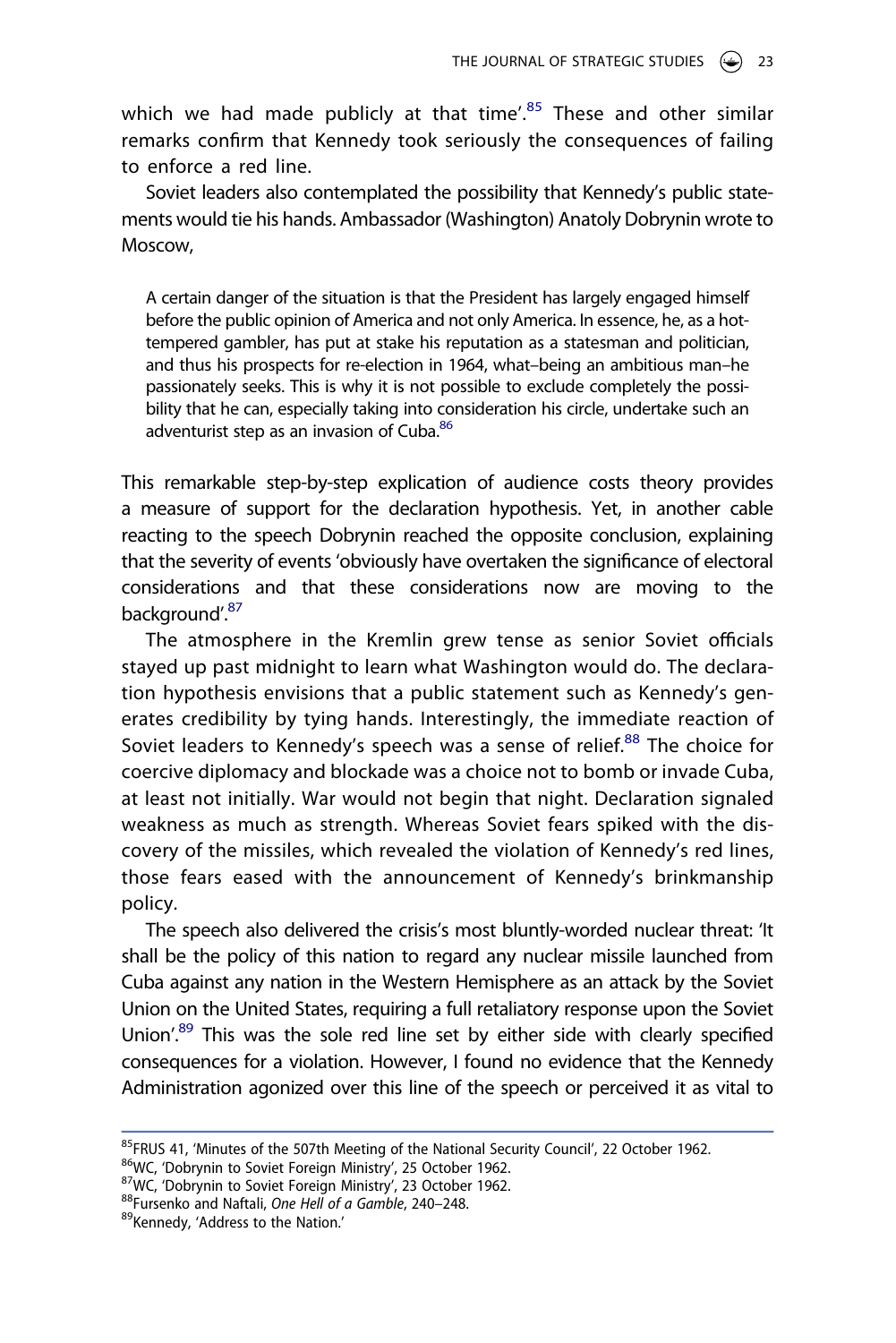which we had made publicly at that time'.[85] These and other similar remarks confirm that Kennedy took seriously the consequences of failing to enforce a red line.

Soviet leaders also contemplated the possibility that Kennedy's public statements would tie his hands. Ambassador (Washington) Anatoly Dobrynin wrote to Moscow,

> A certain danger of the situation is that the President has largely engaged himself before the public opinion of America and not only America. In essence, he, as a hot-tempered gambler, has put at stake his reputation as a statesman and politician, and thus his prospects for re-election in 1964, what–being an ambitious man–he passionately seeks. This is why it is not possible to exclude completely the possibility that he can, especially taking into consideration his circle, undertake such an adventurist step as an invasion of Cuba.[86]

This remarkable step-by-step explication of audience costs theory provides a measure of support for the declaration hypothesis. Yet, in another cable reacting to the speech Dobrynin reached the opposite conclusion, explaining that the severity of events 'obviously have overtaken the significance of electoral considerations and that these considerations now are moving to the background'.[87]

The atmosphere in the Kremlin grew tense as senior Soviet officials stayed up past midnight to learn what Washington would do. The declaration hypothesis envisions that a public statement such as Kennedy's generates credibility by tying hands. Interestingly, the immediate reaction of Soviet leaders to Kennedy's speech was a sense of relief.[88] The choice for coercive diplomacy and blockade was a choice not to bomb or invade Cuba, at least not initially. War would not begin that night. Declaration signaled weakness as much as strength. Whereas Soviet fears spiked with the discovery of the missiles, which revealed the violation of Kennedy's red lines, those fears eased with the announcement of Kennedy's brinkmanship policy.

The speech also delivered the crisis's most bluntly-worded nuclear threat: 'It shall be the policy of this nation to regard any nuclear missile launched from Cuba against any nation in the Western Hemisphere as an attack by the Soviet Union on the United States, requiring a full retaliatory response upon the Soviet Union'.[89] This was the sole red line set by either side with clearly specified consequences for a violation. However, I found no evidence that the Kennedy Administration agonized over this line of the speech or perceived it as vital to

---

[85] FRUS 41, 'Minutes of the 507th Meeting of the National Security Council', 22 October 1962.

[86] WC, 'Dobrynin to Soviet Foreign Ministry', 25 October 1962.

[87] WC, 'Dobrynin to Soviet Foreign Ministry', 23 October 1962.

[88] Fursenko and Naftali, *One Hell of a Gamble*, 240–248.

[89] Kennedy, 'Address to the Nation.'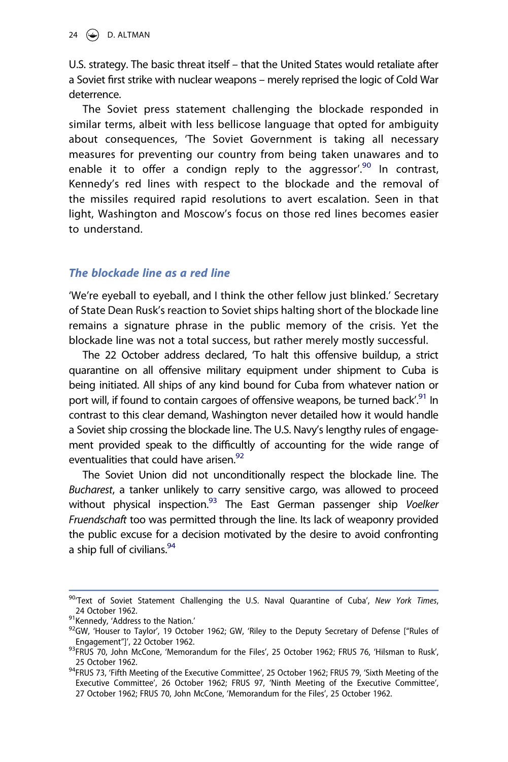U.S. strategy. The basic threat itself – that the United States would retaliate after a Soviet first strike with nuclear weapons – merely reprised the logic of Cold War deterrence.

The Soviet press statement challenging the blockade responded in similar terms, albeit with less bellicose language that opted for ambiguity about consequences, 'The Soviet Government is taking all necessary measures for preventing our country from being taken unawares and to enable it to offer a condign reply to the aggressor'.[90] In contrast, Kennedy's red lines with respect to the blockade and the removal of the missiles required rapid resolutions to avert escalation. Seen in that light, Washington and Moscow's focus on those red lines becomes easier to understand.

## *The blockade line as a red line*

'We're eyeball to eyeball, and I think the other fellow just blinked.' Secretary of State Dean Rusk's reaction to Soviet ships halting short of the blockade line remains a signature phrase in the public memory of the crisis. Yet the blockade line was not a total success, but rather merely mostly successful.

The 22 October address declared, 'To halt this offensive buildup, a strict quarantine on all offensive military equipment under shipment to Cuba is being initiated. All ships of any kind bound for Cuba from whatever nation or port will, if found to contain cargoes of offensive weapons, be turned back'.[91] In contrast to this clear demand, Washington never detailed how it would handle a Soviet ship crossing the blockade line. The U.S. Navy's lengthy rules of engagement provided speak to the difficultly of accounting for the wide range of eventualities that could have arisen.[92]

The Soviet Union did not unconditionally respect the blockade line. The *Bucharest*, a tanker unlikely to carry sensitive cargo, was allowed to proceed without physical inspection.[93] The East German passenger ship *Voelker Fruendschaft* too was permitted through the line. Its lack of weaponry provided the public excuse for a decision motivated by the desire to avoid confronting a ship full of civilians.[94]

---

[90]'Text of Soviet Statement Challenging the U.S. Naval Quarantine of Cuba', *New York Times*, 24 October 1962.

[91]Kennedy, 'Address to the Nation.'

[92]GW, 'Houser to Taylor', 19 October 1962; GW, 'Riley to the Deputy Secretary of Defense ["Rules of Engagement"]', 22 October 1962.

[93]FRUS 70, John McCone, 'Memorandum for the Files', 25 October 1962; FRUS 76, 'Hilsman to Rusk', 25 October 1962.

[94]FRUS 73, 'Fifth Meeting of the Executive Committee', 25 October 1962; FRUS 79, 'Sixth Meeting of the Executive Committee', 26 October 1962; FRUS 97, 'Ninth Meeting of the Executive Committee', 27 October 1962; FRUS 70, John McCone, 'Memorandum for the Files', 25 October 1962.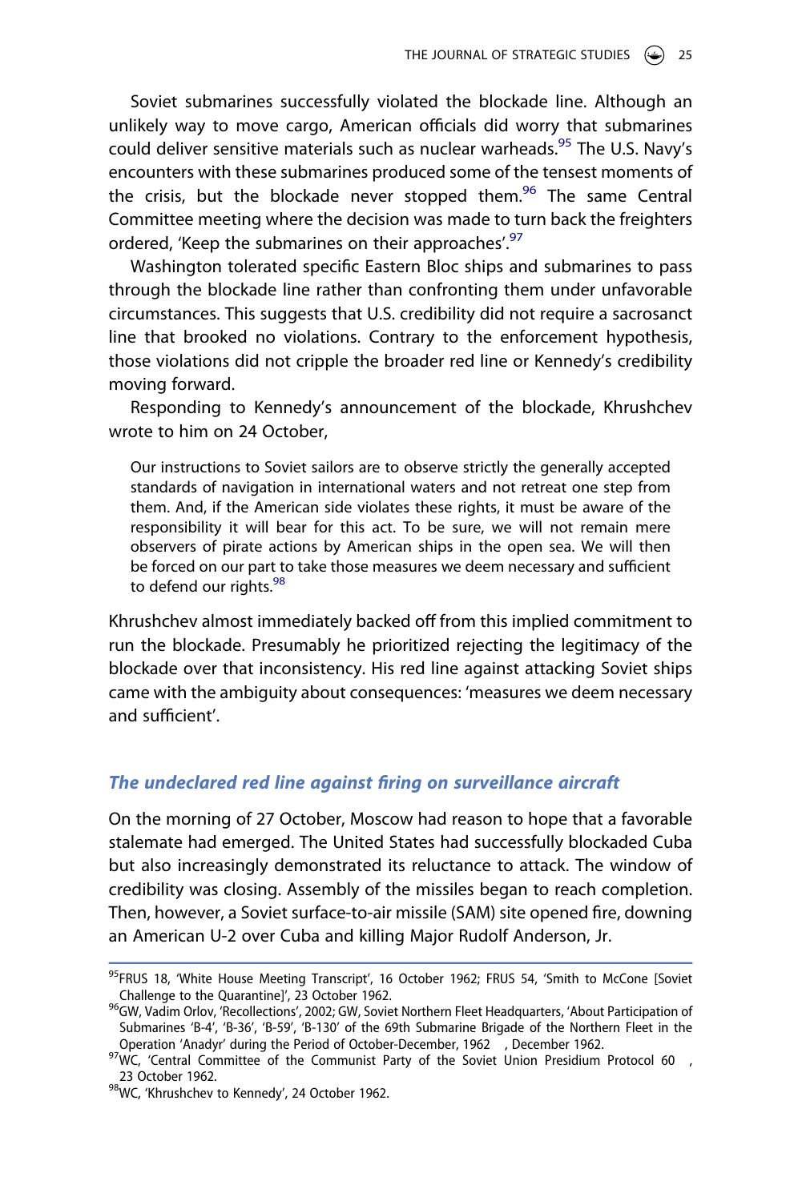Soviet submarines successfully violated the blockade line. Although an unlikely way to move cargo, American officials did worry that submarines could deliver sensitive materials such as nuclear warheads.[95] The U.S. Navy's encounters with these submarines produced some of the tensest moments of the crisis, but the blockade never stopped them.[96] The same Central Committee meeting where the decision was made to turn back the freighters ordered, 'Keep the submarines on their approaches'.[97]

Washington tolerated specific Eastern Bloc ships and submarines to pass through the blockade line rather than confronting them under unfavorable circumstances. This suggests that U.S. credibility did not require a sacrosanct line that brooked no violations. Contrary to the enforcement hypothesis, those violations did not cripple the broader red line or Kennedy's credibility moving forward.

Responding to Kennedy's announcement of the blockade, Khrushchev wrote to him on 24 October,

> Our instructions to Soviet sailors are to observe strictly the generally accepted standards of navigation in international waters and not retreat one step from them. And, if the American side violates these rights, it must be aware of the responsibility it will bear for this act. To be sure, we will not remain mere observers of pirate actions by American ships in the open sea. We will then be forced on our part to take those measures we deem necessary and sufficient to defend our rights.[98]

Khrushchev almost immediately backed off from this implied commitment to run the blockade. Presumably he prioritized rejecting the legitimacy of the blockade over that inconsistency. His red line against attacking Soviet ships came with the ambiguity about consequences: 'measures we deem necessary and sufficient'.

### *The undeclared red line against firing on surveillance aircraft*

On the morning of 27 October, Moscow had reason to hope that a favorable stalemate had emerged. The United States had successfully blockaded Cuba but also increasingly demonstrated its reluctance to attack. The window of credibility was closing. Assembly of the missiles began to reach completion. Then, however, a Soviet surface-to-air missile (SAM) site opened fire, downing an American U-2 over Cuba and killing Major Rudolf Anderson, Jr.

---

[95] FRUS 18, 'White House Meeting Transcript', 16 October 1962; FRUS 54, 'Smith to McCone [Soviet Challenge to the Quarantine]', 23 October 1962.

[96] GW, Vadim Orlov, 'Recollections', 2002; GW, Soviet Northern Fleet Headquarters, 'About Participation of Submarines 'B-4', 'B-36', 'B-59', 'B-130' of the 69th Submarine Brigade of the Northern Fleet in the Operation 'Anadyr' during the Period of October-December, 1962 , December 1962.

[97] WC, 'Central Committee of the Communist Party of the Soviet Union Presidium Protocol 60 , 23 October 1962.

[98] WC, 'Khrushchev to Kennedy', 24 October 1962.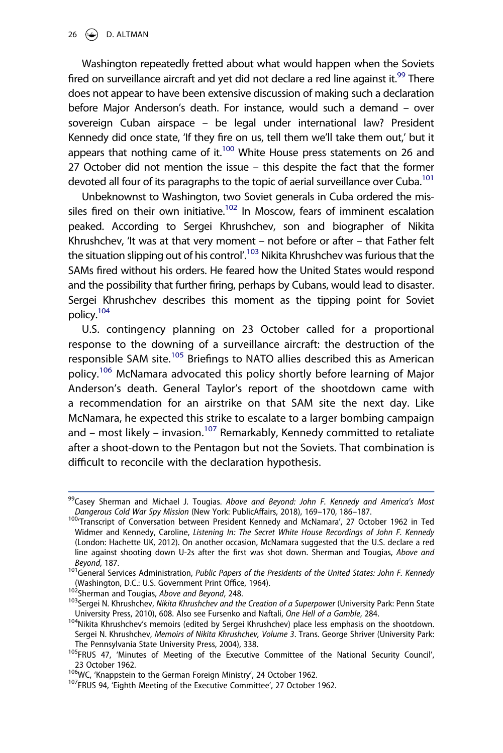Washington repeatedly fretted about what would happen when the Soviets fired on surveillance aircraft and yet did not declare a red line against it.[99] There does not appear to have been extensive discussion of making such a declaration before Major Anderson's death. For instance, would such a demand – over sovereign Cuban airspace – be legal under international law? President Kennedy did once state, 'If they fire on us, tell them we'll take them out,' but it appears that nothing came of it.[100] White House press statements on 26 and 27 October did not mention the issue – this despite the fact that the former devoted all four of its paragraphs to the topic of aerial surveillance over Cuba.[101]

Unbeknownst to Washington, two Soviet generals in Cuba ordered the missiles fired on their own initiative.[102] In Moscow, fears of imminent escalation peaked. According to Sergei Khrushchev, son and biographer of Nikita Khrushchev, 'It was at that very moment – not before or after – that Father felt the situation slipping out of his control'.[103] Nikita Khrushchev was furious that the SAMs fired without his orders. He feared how the United States would respond and the possibility that further firing, perhaps by Cubans, would lead to disaster. Sergei Khrushchev describes this moment as the tipping point for Soviet policy.[104]

U.S. contingency planning on 23 October called for a proportional response to the downing of a surveillance aircraft: the destruction of the responsible SAM site.[105] Briefings to NATO allies described this as American policy.[106] McNamara advocated this policy shortly before learning of Major Anderson's death. General Taylor's report of the shootdown came with a recommendation for an airstrike on that SAM site the next day. Like McNamara, he expected this strike to escalate to a larger bombing campaign and – most likely – invasion.[107] Remarkably, Kennedy committed to retaliate after a shoot-down to the Pentagon but not the Soviets. That combination is difficult to reconcile with the declaration hypothesis.

---

[99] Casey Sherman and Michael J. Tougias. *Above and Beyond: John F. Kennedy and America's Most Dangerous Cold War Spy Mission* (New York: PublicAffairs, 2018), 169–170, 186–187.

[100] 'Transcript of Conversation between President Kennedy and McNamara', 27 October 1962 in Ted Widmer and Kennedy, Caroline, *Listening In: The Secret White House Recordings of John F. Kennedy* (London: Hachette UK, 2012). On another occasion, McNamara suggested that the U.S. declare a red line against shooting down U-2s after the first was shot down. Sherman and Tougias, *Above and Beyond*, 187.

[101] General Services Administration, *Public Papers of the Presidents of the United States: John F. Kennedy* (Washington, D.C.: U.S. Government Print Office, 1964).

[102] Sherman and Tougias, *Above and Beyond*, 248.

[103] Sergei N. Khrushchev, *Nikita Khrushchev and the Creation of a Superpower* (University Park: Penn State University Press, 2010), 608. Also see Fursenko and Naftali, *One Hell of a Gamble*, 284.

[104] Nikita Khrushchev's memoirs (edited by Sergei Khrushchev) place less emphasis on the shootdown. Sergei N. Khrushchev, *Memoirs of Nikita Khrushchev, Volume 3*. Trans. George Shriver (University Park: The Pennsylvania State University Press, 2004), 338.

[105] FRUS 47, 'Minutes of Meeting of the Executive Committee of the National Security Council', 23 October 1962.

[106] WC, 'Knappstein to the German Foreign Ministry', 24 October 1962.

[107] FRUS 94, 'Eighth Meeting of the Executive Committee', 27 October 1962.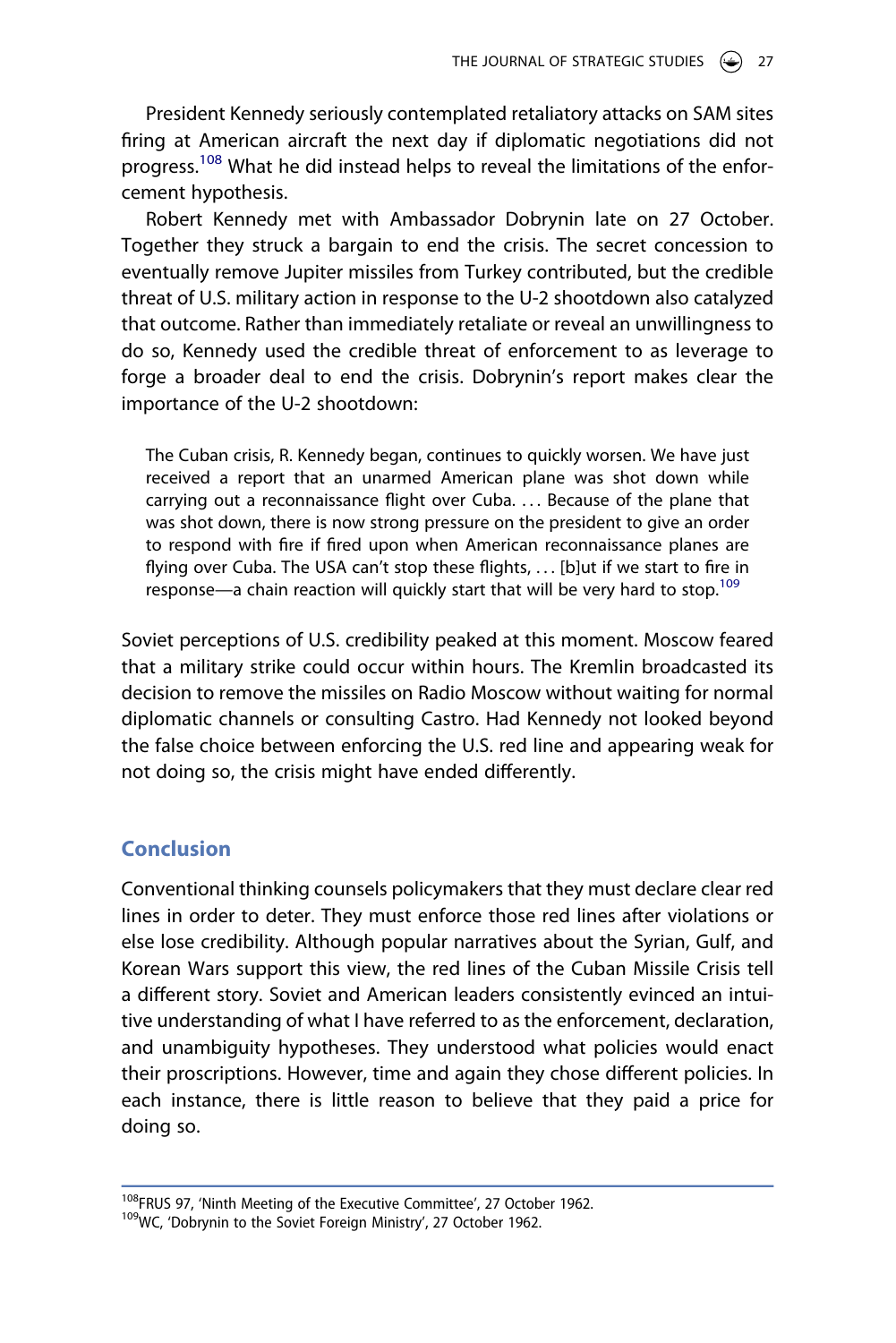President Kennedy seriously contemplated retaliatory attacks on SAM sites firing at American aircraft the next day if diplomatic negotiations did not progress.[108] What he did instead helps to reveal the limitations of the enforcement hypothesis.

Robert Kennedy met with Ambassador Dobrynin late on 27 October. Together they struck a bargain to end the crisis. The secret concession to eventually remove Jupiter missiles from Turkey contributed, but the credible threat of U.S. military action in response to the U-2 shootdown also catalyzed that outcome. Rather than immediately retaliate or reveal an unwillingness to do so, Kennedy used the credible threat of enforcement to as leverage to forge a broader deal to end the crisis. Dobrynin's report makes clear the importance of the U-2 shootdown:

> The Cuban crisis, R. Kennedy began, continues to quickly worsen. We have just received a report that an unarmed American plane was shot down while carrying out a reconnaissance flight over Cuba. ... Because of the plane that was shot down, there is now strong pressure on the president to give an order to respond with fire if fired upon when American reconnaissance planes are flying over Cuba. The USA can't stop these flights, ... [b]ut if we start to fire in response—a chain reaction will quickly start that will be very hard to stop.[109]

Soviet perceptions of U.S. credibility peaked at this moment. Moscow feared that a military strike could occur within hours. The Kremlin broadcasted its decision to remove the missiles on Radio Moscow without waiting for normal diplomatic channels or consulting Castro. Had Kennedy not looked beyond the false choice between enforcing the U.S. red line and appearing weak for not doing so, the crisis might have ended differently.

## Conclusion

Conventional thinking counsels policymakers that they must declare clear red lines in order to deter. They must enforce those red lines after violations or else lose credibility. Although popular narratives about the Syrian, Gulf, and Korean Wars support this view, the red lines of the Cuban Missile Crisis tell a different story. Soviet and American leaders consistently evinced an intuitive understanding of what I have referred to as the enforcement, declaration, and unambiguity hypotheses. They understood what policies would enact their proscriptions. However, time and again they chose different policies. In each instance, there is little reason to believe that they paid a price for doing so.

---

[108] FRUS 97, 'Ninth Meeting of the Executive Committee', 27 October 1962.

[109] WC, 'Dobrynin to the Soviet Foreign Ministry', 27 October 1962.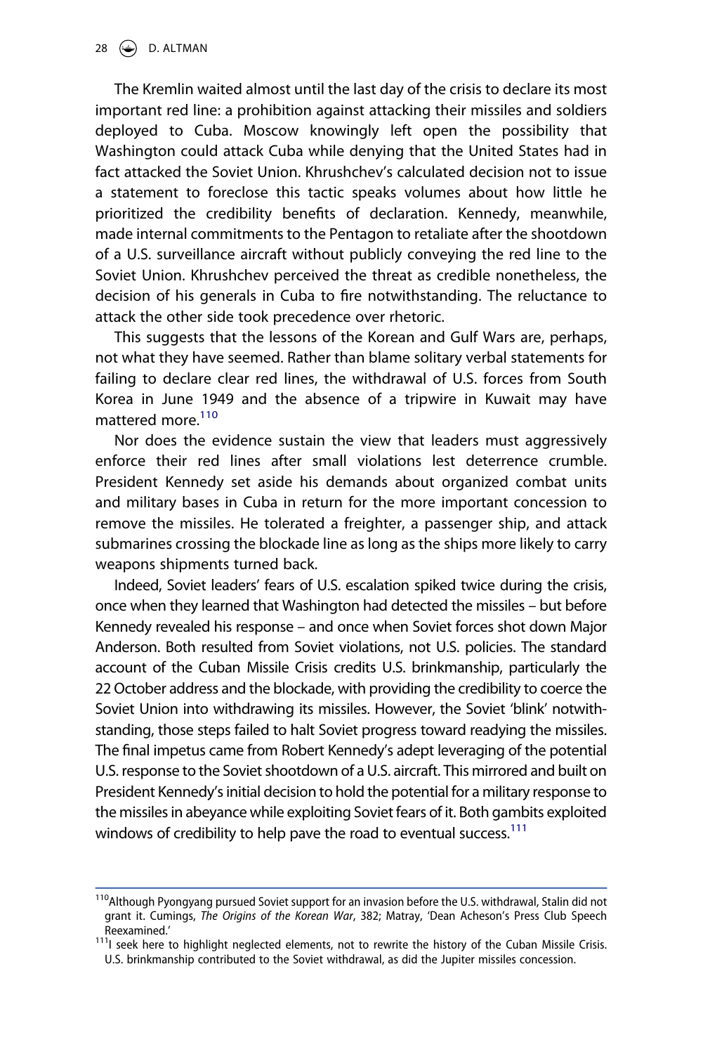The Kremlin waited almost until the last day of the crisis to declare its most important red line: a prohibition against attacking their missiles and soldiers deployed to Cuba. Moscow knowingly left open the possibility that Washington could attack Cuba while denying that the United States had in fact attacked the Soviet Union. Khrushchev's calculated decision not to issue a statement to foreclose this tactic speaks volumes about how little he prioritized the credibility benefits of declaration. Kennedy, meanwhile, made internal commitments to the Pentagon to retaliate after the shootdown of a U.S. surveillance aircraft without publicly conveying the red line to the Soviet Union. Khrushchev perceived the threat as credible nonetheless, the decision of his generals in Cuba to fire notwithstanding. The reluctance to attack the other side took precedence over rhetoric.

This suggests that the lessons of the Korean and Gulf Wars are, perhaps, not what they have seemed. Rather than blame solitary verbal statements for failing to declare clear red lines, the withdrawal of U.S. forces from South Korea in June 1949 and the absence of a tripwire in Kuwait may have mattered more.[110]

Nor does the evidence sustain the view that leaders must aggressively enforce their red lines after small violations lest deterrence crumble. President Kennedy set aside his demands about organized combat units and military bases in Cuba in return for the more important concession to remove the missiles. He tolerated a freighter, a passenger ship, and attack submarines crossing the blockade line as long as the ships more likely to carry weapons shipments turned back.

Indeed, Soviet leaders' fears of U.S. escalation spiked twice during the crisis, once when they learned that Washington had detected the missiles – but before Kennedy revealed his response – and once when Soviet forces shot down Major Anderson. Both resulted from Soviet violations, not U.S. policies. The standard account of the Cuban Missile Crisis credits U.S. brinkmanship, particularly the 22 October address and the blockade, with providing the credibility to coerce the Soviet Union into withdrawing its missiles. However, the Soviet 'blink' notwithstanding, those steps failed to halt Soviet progress toward readying the missiles. The final impetus came from Robert Kennedy's adept leveraging of the potential U.S. response to the Soviet shootdown of a U.S. aircraft. This mirrored and built on President Kennedy's initial decision to hold the potential for a military response to the missiles in abeyance while exploiting Soviet fears of it. Both gambits exploited windows of credibility to help pave the road to eventual success.[111]

---

[110] Although Pyongyang pursued Soviet support for an invasion before the U.S. withdrawal, Stalin did not grant it. Cumings, *The Origins of the Korean War*, 382; Matray, 'Dean Acheson's Press Club Speech Reexamined.'

[111] I seek here to highlight neglected elements, not to rewrite the history of the Cuban Missile Crisis. U.S. brinkmanship contributed to the Soviet withdrawal, as did the Jupiter missiles concession.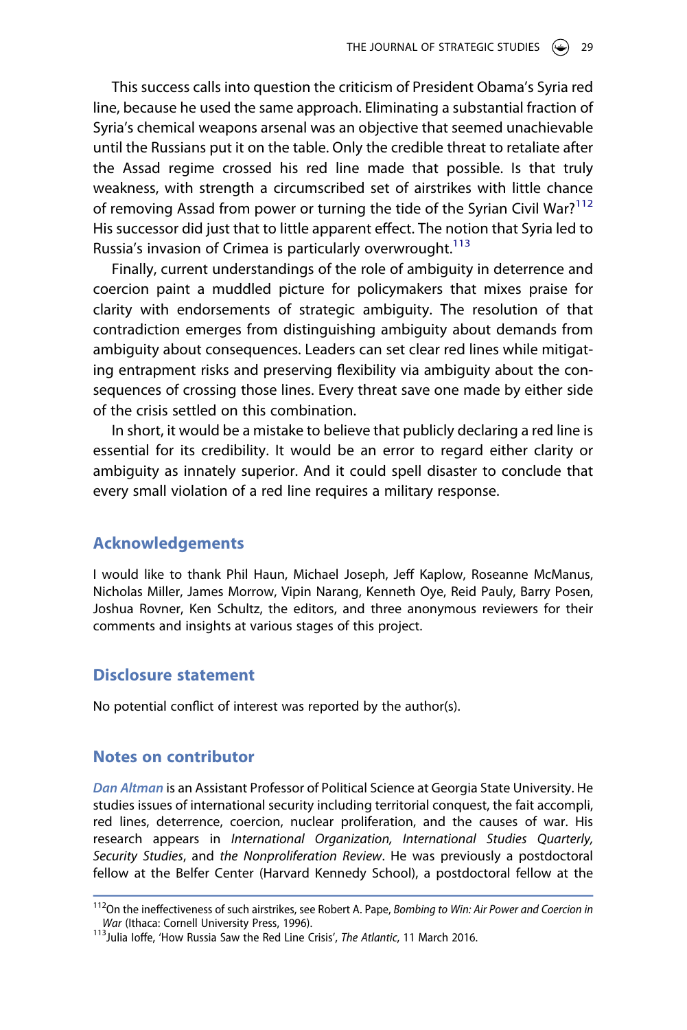This success calls into question the criticism of President Obama's Syria red line, because he used the same approach. Eliminating a substantial fraction of Syria's chemical weapons arsenal was an objective that seemed unachievable until the Russians put it on the table. Only the credible threat to retaliate after the Assad regime crossed his red line made that possible. Is that truly weakness, with strength a circumscribed set of airstrikes with little chance of removing Assad from power or turning the tide of the Syrian Civil War?[112] His successor did just that to little apparent effect. The notion that Syria led to Russia's invasion of Crimea is particularly overwrought.[113]

Finally, current understandings of the role of ambiguity in deterrence and coercion paint a muddled picture for policymakers that mixes praise for clarity with endorsements of strategic ambiguity. The resolution of that contradiction emerges from distinguishing ambiguity about demands from ambiguity about consequences. Leaders can set clear red lines while mitigating entrapment risks and preserving flexibility via ambiguity about the consequences of crossing those lines. Every threat save one made by either side of the crisis settled on this combination.

In short, it would be a mistake to believe that publicly declaring a red line is essential for its credibility. It would be an error to regard either clarity or ambiguity as innately superior. And it could spell disaster to conclude that every small violation of a red line requires a military response.

## Acknowledgements

I would like to thank Phil Haun, Michael Joseph, Jeff Kaplow, Roseanne McManus, Nicholas Miller, James Morrow, Vipin Narang, Kenneth Oye, Reid Pauly, Barry Posen, Joshua Rovner, Ken Schultz, the editors, and three anonymous reviewers for their comments and insights at various stages of this project.

## Disclosure statement

No potential conflict of interest was reported by the author(s).

## Notes on contributor

*Dan Altman* is an Assistant Professor of Political Science at Georgia State University. He studies issues of international security including territorial conquest, the fait accompli, red lines, deterrence, coercion, nuclear proliferation, and the causes of war. His research appears in *International Organization, International Studies Quarterly, Security Studies*, and *the Nonproliferation Review*. He was previously a postdoctoral fellow at the Belfer Center (Harvard Kennedy School), a postdoctoral fellow at the

[112]On the ineffectiveness of such airstrikes, see Robert A. Pape, *Bombing to Win: Air Power and Coercion in War* (Ithaca: Cornell University Press, 1996).

[113]Julia Ioffe, 'How Russia Saw the Red Line Crisis', *The Atlantic*, 11 March 2016.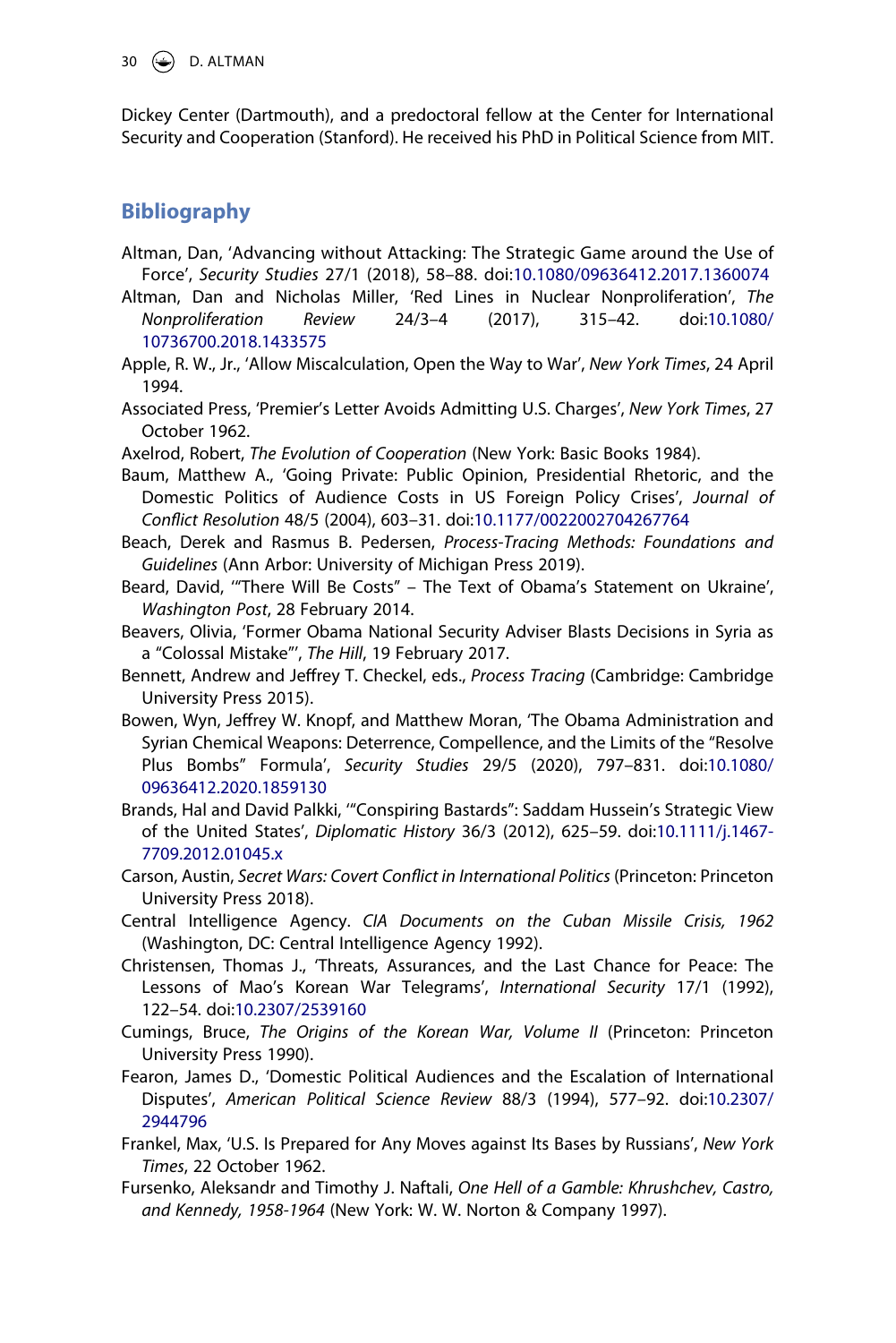Dickey Center (Dartmouth), and a predoctoral fellow at the Center for International Security and Cooperation (Stanford). He received his PhD in Political Science from MIT.

## Bibliography

Altman, Dan, 'Advancing without Attacking: The Strategic Game around the Use of Force', *Security Studies* 27/1 (2018), 58–88. doi:10.1080/09636412.2017.1360074

Altman, Dan and Nicholas Miller, 'Red Lines in Nuclear Nonproliferation', *The Nonproliferation Review* 24/3–4 (2017), 315–42. doi:10.1080/10736700.2018.1433575

Apple, R. W., Jr., 'Allow Miscalculation, Open the Way to War', *New York Times*, 24 April 1994.

Associated Press, 'Premier's Letter Avoids Admitting U.S. Charges', *New York Times*, 27 October 1962.

Axelrod, Robert, *The Evolution of Cooperation* (New York: Basic Books 1984).

Baum, Matthew A., 'Going Private: Public Opinion, Presidential Rhetoric, and the Domestic Politics of Audience Costs in US Foreign Policy Crises', *Journal of Conflict Resolution* 48/5 (2004), 603–31. doi:10.1177/0022002704267764

Beach, Derek and Rasmus B. Pedersen, *Process-Tracing Methods: Foundations and Guidelines* (Ann Arbor: University of Michigan Press 2019).

Beard, David, '"There Will Be Costs" – The Text of Obama's Statement on Ukraine', *Washington Post*, 28 February 2014.

Beavers, Olivia, 'Former Obama National Security Adviser Blasts Decisions in Syria as a "Colossal Mistake"', *The Hill*, 19 February 2017.

Bennett, Andrew and Jeffrey T. Checkel, eds., *Process Tracing* (Cambridge: Cambridge University Press 2015).

Bowen, Wyn, Jeffrey W. Knopf, and Matthew Moran, 'The Obama Administration and Syrian Chemical Weapons: Deterrence, Compellence, and the Limits of the "Resolve Plus Bombs" Formula', *Security Studies* 29/5 (2020), 797–831. doi:10.1080/09636412.2020.1859130

Brands, Hal and David Palkki, '"Conspiring Bastards": Saddam Hussein's Strategic View of the United States', *Diplomatic History* 36/3 (2012), 625–59. doi:10.1111/j.1467-7709.2012.01045.x

Carson, Austin, *Secret Wars: Covert Conflict in International Politics* (Princeton: Princeton University Press 2018).

Central Intelligence Agency. *CIA Documents on the Cuban Missile Crisis, 1962* (Washington, DC: Central Intelligence Agency 1992).

Christensen, Thomas J., 'Threats, Assurances, and the Last Chance for Peace: The Lessons of Mao's Korean War Telegrams', *International Security* 17/1 (1992), 122–54. doi:10.2307/2539160

Cumings, Bruce, *The Origins of the Korean War, Volume II* (Princeton: Princeton University Press 1990).

Fearon, James D., 'Domestic Political Audiences and the Escalation of International Disputes', *American Political Science Review* 88/3 (1994), 577–92. doi:10.2307/2944796

Frankel, Max, 'U.S. Is Prepared for Any Moves against Its Bases by Russians', *New York Times*, 22 October 1962.

Fursenko, Aleksandr and Timothy J. Naftali, *One Hell of a Gamble: Khrushchev, Castro, and Kennedy, 1958-1964* (New York: W. W. Norton & Company 1997).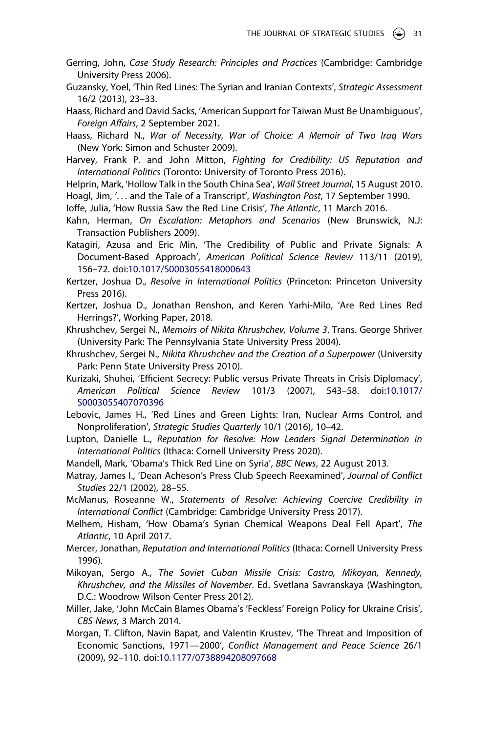Gerring, John, *Case Study Research: Principles and Practices* (Cambridge: Cambridge University Press 2006).

Guzansky, Yoel, 'Thin Red Lines: The Syrian and Iranian Contexts', *Strategic Assessment* 16/2 (2013), 23–33.

Haass, Richard and David Sacks, 'American Support for Taiwan Must Be Unambiguous', *Foreign Affairs*, 2 September 2021.

Haass, Richard N., *War of Necessity, War of Choice: A Memoir of Two Iraq Wars* (New York: Simon and Schuster 2009).

Harvey, Frank P. and John Mitton, *Fighting for Credibility: US Reputation and International Politics* (Toronto: University of Toronto Press 2016).

Helprin, Mark, 'Hollow Talk in the South China Sea', *Wall Street Journal*, 15 August 2010.

Hoagl, Jim, '. . . and the Tale of a Transcript', *Washington Post*, 17 September 1990.

Ioffe, Julia, 'How Russia Saw the Red Line Crisis', *The Atlantic*, 11 March 2016.

Kahn, Herman, *On Escalation: Metaphors and Scenarios* (New Brunswick, N.J: Transaction Publishers 2009).

Katagiri, Azusa and Eric Min, 'The Credibility of Public and Private Signals: A Document-Based Approach', *American Political Science Review* 113/11 (2019), 156–72. doi:10.1017/S0003055418000643

Kertzer, Joshua D., *Resolve in International Politics* (Princeton: Princeton University Press 2016).

Kertzer, Joshua D., Jonathan Renshon, and Keren Yarhi-Milo, 'Are Red Lines Red Herrings?', Working Paper, 2018.

Khrushchev, Sergei N., *Memoirs of Nikita Khrushchev, Volume 3*. Trans. George Shriver (University Park: The Pennsylvania State University Press 2004).

Khrushchev, Sergei N., *Nikita Khrushchev and the Creation of a Superpower* (University Park: Penn State University Press 2010).

Kurizaki, Shuhei, 'Efficient Secrecy: Public versus Private Threats in Crisis Diplomacy', *American Political Science Review* 101/3 (2007), 543–58. doi:10.1017/S0003055407070396

Lebovic, James H., 'Red Lines and Green Lights: Iran, Nuclear Arms Control, and Nonproliferation', *Strategic Studies Quarterly* 10/1 (2016), 10–42.

Lupton, Danielle L., *Reputation for Resolve: How Leaders Signal Determination in International Politics* (Ithaca: Cornell University Press 2020).

Mandell, Mark, 'Obama's Thick Red Line on Syria', *BBC News*, 22 August 2013.

Matray, James I., 'Dean Acheson's Press Club Speech Reexamined', *Journal of Conflict Studies* 22/1 (2002), 28–55.

McManus, Roseanne W., *Statements of Resolve: Achieving Coercive Credibility in International Conflict* (Cambridge: Cambridge University Press 2017).

Melhem, Hisham, 'How Obama's Syrian Chemical Weapons Deal Fell Apart', *The Atlantic*, 10 April 2017.

Mercer, Jonathan, *Reputation and International Politics* (Ithaca: Cornell University Press 1996).

Mikoyan, Sergo A., *The Soviet Cuban Missile Crisis: Castro, Mikoyan, Kennedy, Khrushchev, and the Missiles of November*. Ed. Svetlana Savranskaya (Washington, D.C.: Woodrow Wilson Center Press 2012).

Miller, Jake, 'John McCain Blames Obama's 'Feckless' Foreign Policy for Ukraine Crisis', *CBS News*, 3 March 2014.

Morgan, T. Clifton, Navin Bapat, and Valentin Krustev, 'The Threat and Imposition of Economic Sanctions, 1971—2000', *Conflict Management and Peace Science* 26/1 (2009), 92–110. doi:10.1177/0738894208097668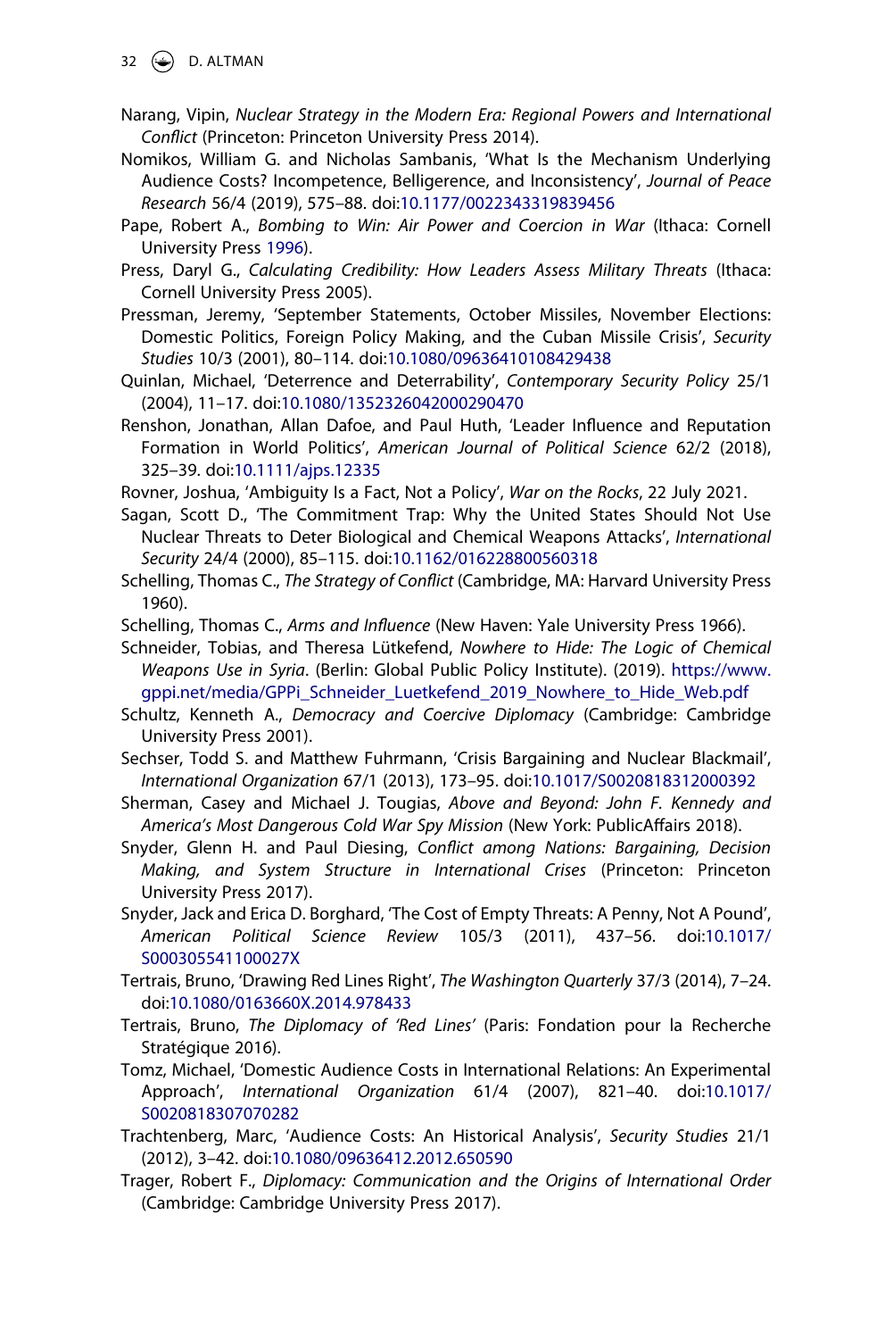Narang, Vipin, *Nuclear Strategy in the Modern Era: Regional Powers and International Conflict* (Princeton: Princeton University Press 2014).

Nomikos, William G. and Nicholas Sambanis, 'What Is the Mechanism Underlying Audience Costs? Incompetence, Belligerence, and Inconsistency', *Journal of Peace Research* 56/4 (2019), 575–88. doi:10.1177/0022343319839456

Pape, Robert A., *Bombing to Win: Air Power and Coercion in War* (Ithaca: Cornell University Press 1996).

Press, Daryl G., *Calculating Credibility: How Leaders Assess Military Threats* (Ithaca: Cornell University Press 2005).

Pressman, Jeremy, 'September Statements, October Missiles, November Elections: Domestic Politics, Foreign Policy Making, and the Cuban Missile Crisis', *Security Studies* 10/3 (2001), 80–114. doi:10.1080/09636410108429438

Quinlan, Michael, 'Deterrence and Deterrability', *Contemporary Security Policy* 25/1 (2004), 11–17. doi:10.1080/1352326042000290470

Renshon, Jonathan, Allan Dafoe, and Paul Huth, 'Leader Influence and Reputation Formation in World Politics', *American Journal of Political Science* 62/2 (2018), 325–39. doi:10.1111/ajps.12335

Rovner, Joshua, 'Ambiguity Is a Fact, Not a Policy', *War on the Rocks*, 22 July 2021.

Sagan, Scott D., 'The Commitment Trap: Why the United States Should Not Use Nuclear Threats to Deter Biological and Chemical Weapons Attacks', *International Security* 24/4 (2000), 85–115. doi:10.1162/016228800560318

Schelling, Thomas C., *The Strategy of Conflict* (Cambridge, MA: Harvard University Press 1960).

Schelling, Thomas C., *Arms and Influence* (New Haven: Yale University Press 1966).

Schneider, Tobias, and Theresa Lütkefend, *Nowhere to Hide: The Logic of Chemical Weapons Use in Syria*. (Berlin: Global Public Policy Institute). (2019). https://www.gppi.net/media/GPPi_Schneider_Luetkefend_2019_Nowhere_to_Hide_Web.pdf

Schultz, Kenneth A., *Democracy and Coercive Diplomacy* (Cambridge: Cambridge University Press 2001).

Sechser, Todd S. and Matthew Fuhrmann, 'Crisis Bargaining and Nuclear Blackmail', *International Organization* 67/1 (2013), 173–95. doi:10.1017/S0020818312000392

Sherman, Casey and Michael J. Tougias, *Above and Beyond: John F. Kennedy and America's Most Dangerous Cold War Spy Mission* (New York: PublicAffairs 2018).

Snyder, Glenn H. and Paul Diesing, *Conflict among Nations: Bargaining, Decision Making, and System Structure in International Crises* (Princeton: Princeton University Press 2017).

Snyder, Jack and Erica D. Borghard, 'The Cost of Empty Threats: A Penny, Not A Pound', *American Political Science Review* 105/3 (2011), 437–56. doi:10.1017/S000305541100027X

Tertrais, Bruno, 'Drawing Red Lines Right', *The Washington Quarterly* 37/3 (2014), 7–24. doi:10.1080/0163660X.2014.978433

Tertrais, Bruno, *The Diplomacy of 'Red Lines'* (Paris: Fondation pour la Recherche Stratégique 2016).

Tomz, Michael, 'Domestic Audience Costs in International Relations: An Experimental Approach', *International Organization* 61/4 (2007), 821–40. doi:10.1017/S0020818307070282

Trachtenberg, Marc, 'Audience Costs: An Historical Analysis', *Security Studies* 21/1 (2012), 3–42. doi:10.1080/09636412.2012.650590

Trager, Robert F., *Diplomacy: Communication and the Origins of International Order* (Cambridge: Cambridge University Press 2017).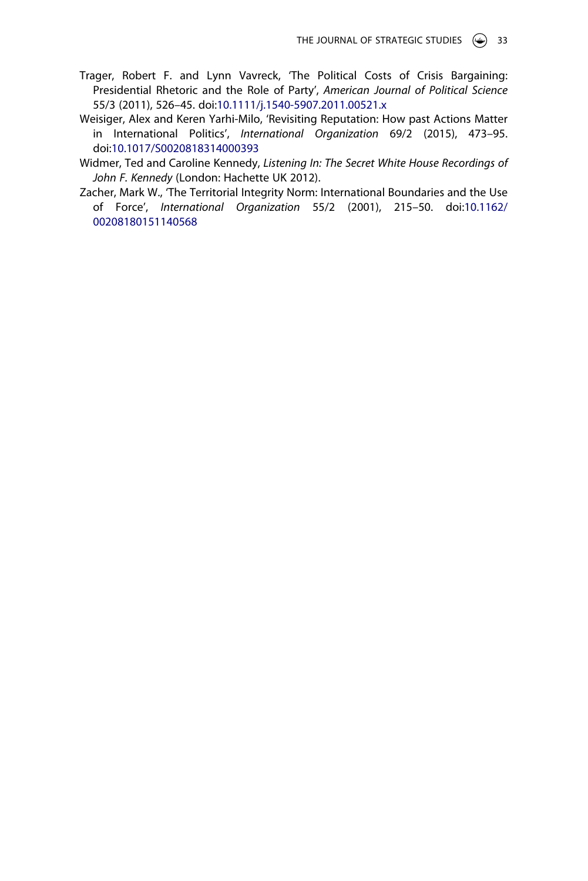Trager, Robert F. and Lynn Vavreck, 'The Political Costs of Crisis Bargaining: Presidential Rhetoric and the Role of Party', *American Journal of Political Science* 55/3 (2011), 526–45. doi:10.1111/j.1540-5907.2011.00521.x

Weisiger, Alex and Keren Yarhi-Milo, 'Revisiting Reputation: How past Actions Matter in International Politics', *International Organization* 69/2 (2015), 473–95. doi:10.1017/S0020818314000393

Widmer, Ted and Caroline Kennedy, *Listening In: The Secret White House Recordings of John F. Kennedy* (London: Hachette UK 2012).

Zacher, Mark W., 'The Territorial Integrity Norm: International Boundaries and the Use of Force', *International Organization* 55/2 (2001), 215–50. doi:10.1162/00208180151140568